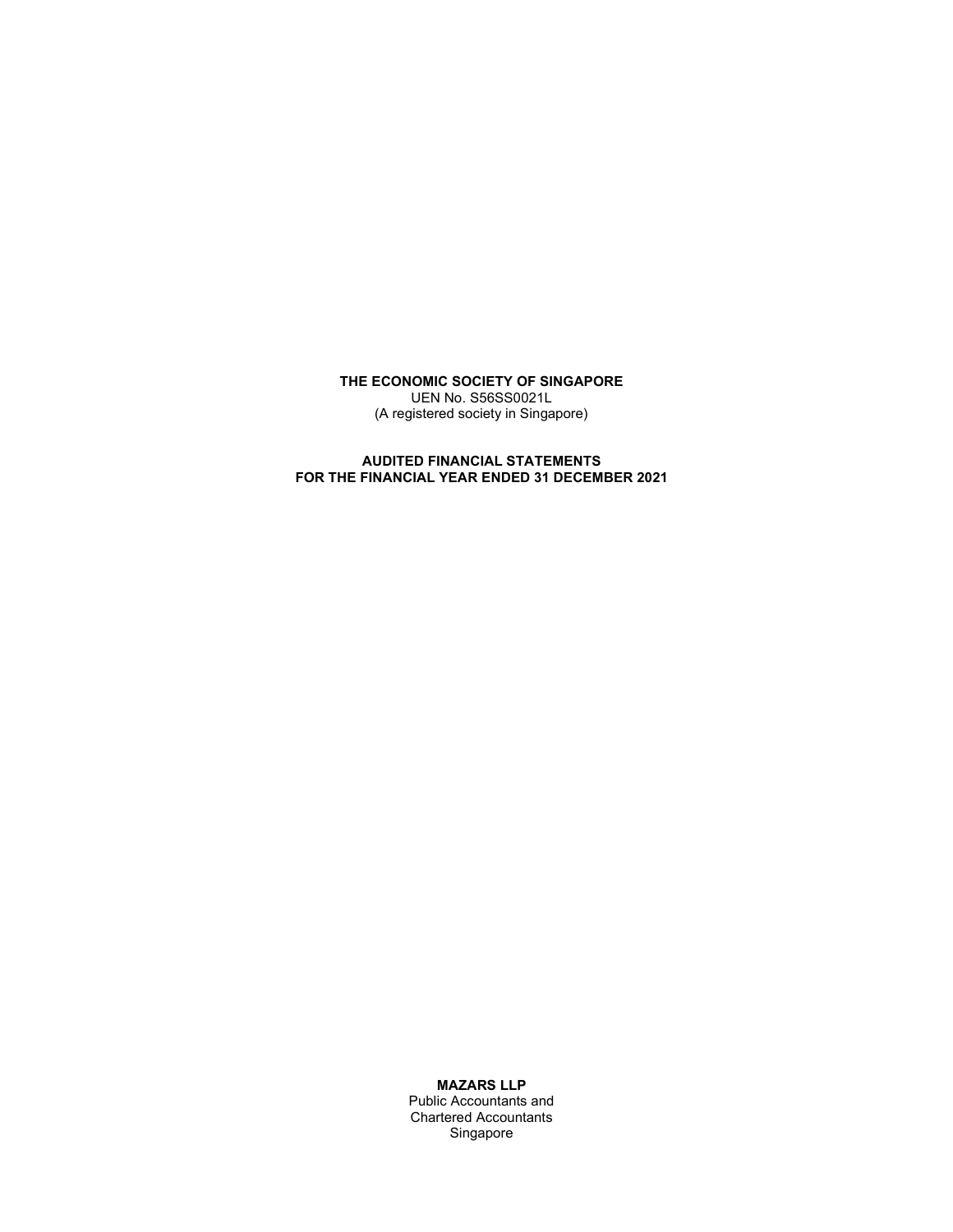**THE ECONOMIC SOCIETY OF SINGAPORE**
UEN No. S56SS0021L
(A registered society in Singapore)

**AUDITED FINANCIAL STATEMENTS**
**FOR THE FINANCIAL YEAR ENDED 31 DECEMBER 2021**

**MAZARS LLP**
Public Accountants and
Chartered Accountants
Singapore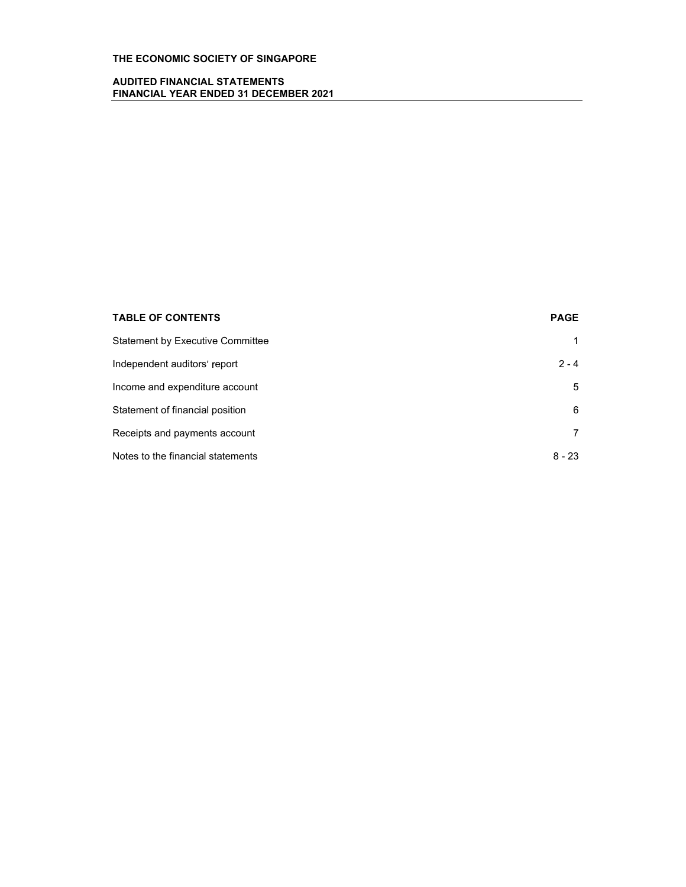**THE ECONOMIC SOCIETY OF SINGAPORE**

**AUDITED FINANCIAL STATEMENTS**
**FINANCIAL YEAR ENDED 31 DECEMBER 2021**

| **TABLE OF CONTENTS** | **PAGE** |
| --- | --- |
| Statement by Executive Committee | 1 |
| Independent auditors' report | 2 - 4 |
| Income and expenditure account | 5 |
| Statement of financial position | 6 |
| Receipts and payments account | 7 |
| Notes to the financial statements | 8 - 23 |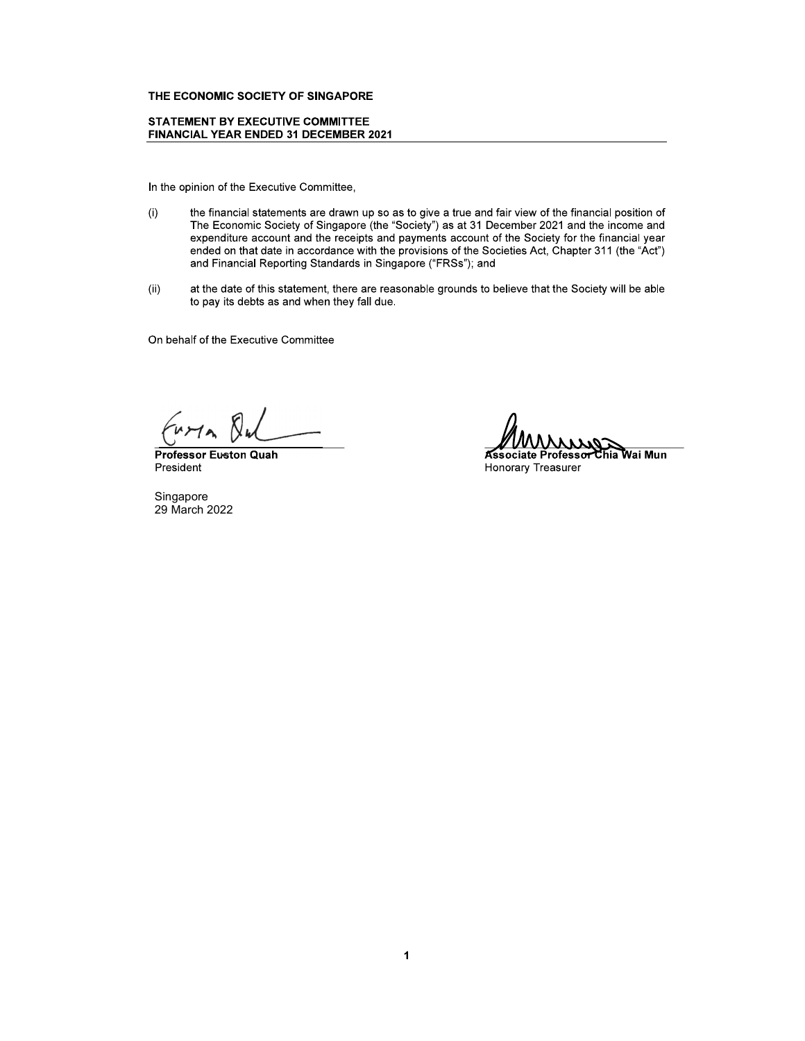# THE ECONOMIC SOCIETY OF SINGAPORE

## STATEMENT BY EXECUTIVE COMMITTEE
## FINANCIAL YEAR ENDED 31 DECEMBER 2021

In the opinion of the Executive Committee,

(i) the financial statements are drawn up so as to give a true and fair view of the financial position of The Economic Society of Singapore (the "Society") as at 31 December 2021 and the income and expenditure account and the receipts and payments account of the Society for the financial year ended on that date in accordance with the provisions of the Societies Act, Chapter 311 (the "Act") and Financial Reporting Standards in Singapore ("FRSs"); and

(ii) at the date of this statement, there are reasonable grounds to believe that the Society will be able to pay its debts as and when they fall due.

On behalf of the Executive Committee

**Professor Euston Quah**
President

**Associate Professor Chia Wai Mun**
Honorary Treasurer

Singapore
29 March 2022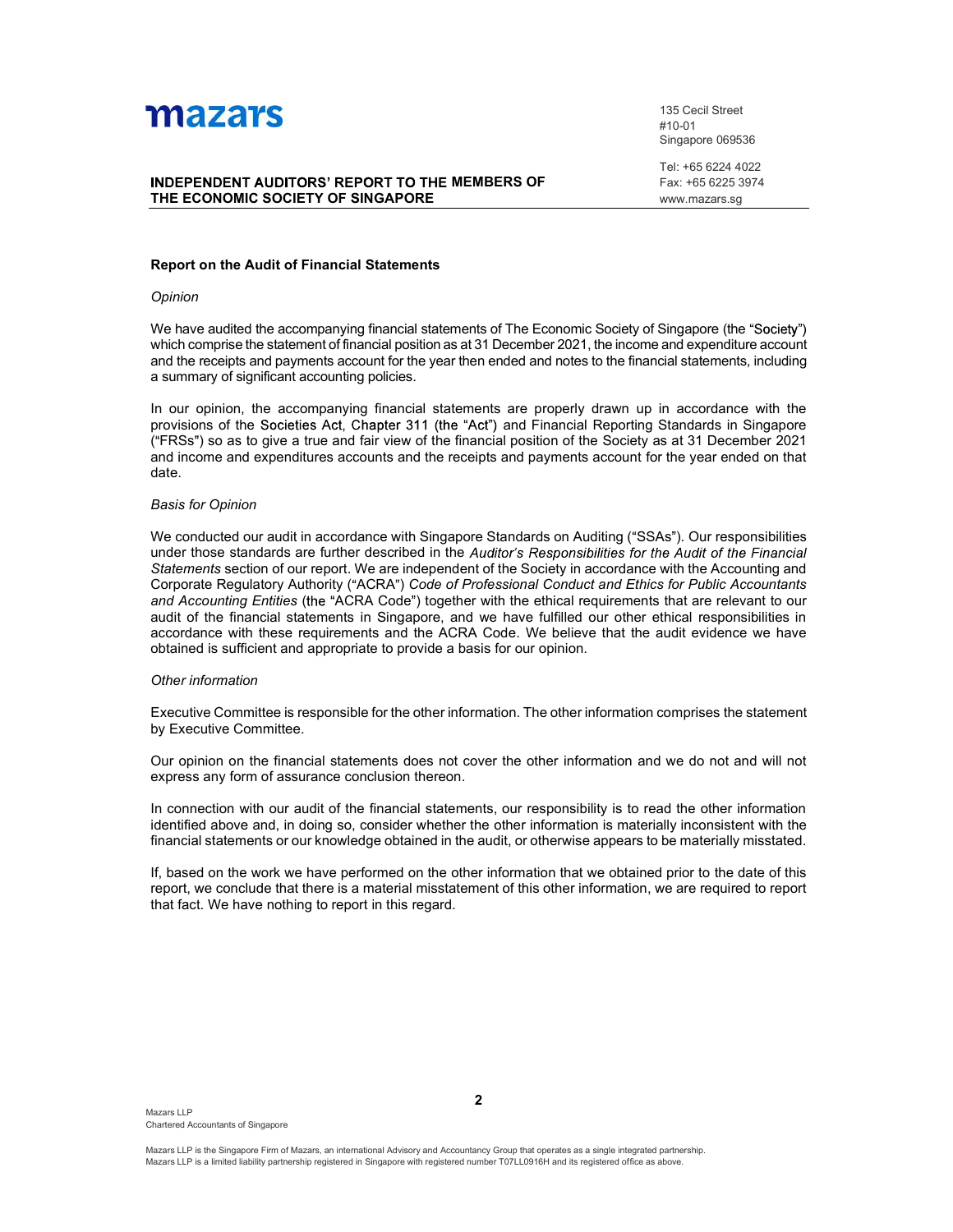# INDEPENDENT AUDITORS' REPORT TO THE MEMBERS OF THE ECONOMIC SOCIETY OF SINGAPORE

## Report on the Audit of Financial Statements

*Opinion*

We have audited the accompanying financial statements of The Economic Society of Singapore (the "Society") which comprise the statement of financial position as at 31 December 2021, the income and expenditure account and the receipts and payments account for the year then ended and notes to the financial statements, including a summary of significant accounting policies.

In our opinion, the accompanying financial statements are properly drawn up in accordance with the provisions of the Societies Act, Chapter 311 (the "Act") and Financial Reporting Standards in Singapore ("FRSs") so as to give a true and fair view of the financial position of the Society as at 31 December 2021 and income and expenditures accounts and the receipts and payments account for the year ended on that date.

*Basis for Opinion*

We conducted our audit in accordance with Singapore Standards on Auditing ("SSAs"). Our responsibilities under those standards are further described in the *Auditor's Responsibilities for the Audit of the Financial Statements* section of our report. We are independent of the Society in accordance with the Accounting and Corporate Regulatory Authority ("ACRA") *Code of Professional Conduct and Ethics for Public Accountants and Accounting Entities* (the "ACRA Code") together with the ethical requirements that are relevant to our audit of the financial statements in Singapore, and we have fulfilled our other ethical responsibilities in accordance with these requirements and the ACRA Code. We believe that the audit evidence we have obtained is sufficient and appropriate to provide a basis for our opinion.

*Other information*

Executive Committee is responsible for the other information. The other information comprises the statement by Executive Committee.

Our opinion on the financial statements does not cover the other information and we do not and will not express any form of assurance conclusion thereon.

In connection with our audit of the financial statements, our responsibility is to read the other information identified above and, in doing so, consider whether the other information is materially inconsistent with the financial statements or our knowledge obtained in the audit, or otherwise appears to be materially misstated.

If, based on the work we have performed on the other information that we obtained prior to the date of this report, we conclude that there is a material misstatement of this other information, we are required to report that fact. We have nothing to report in this regard.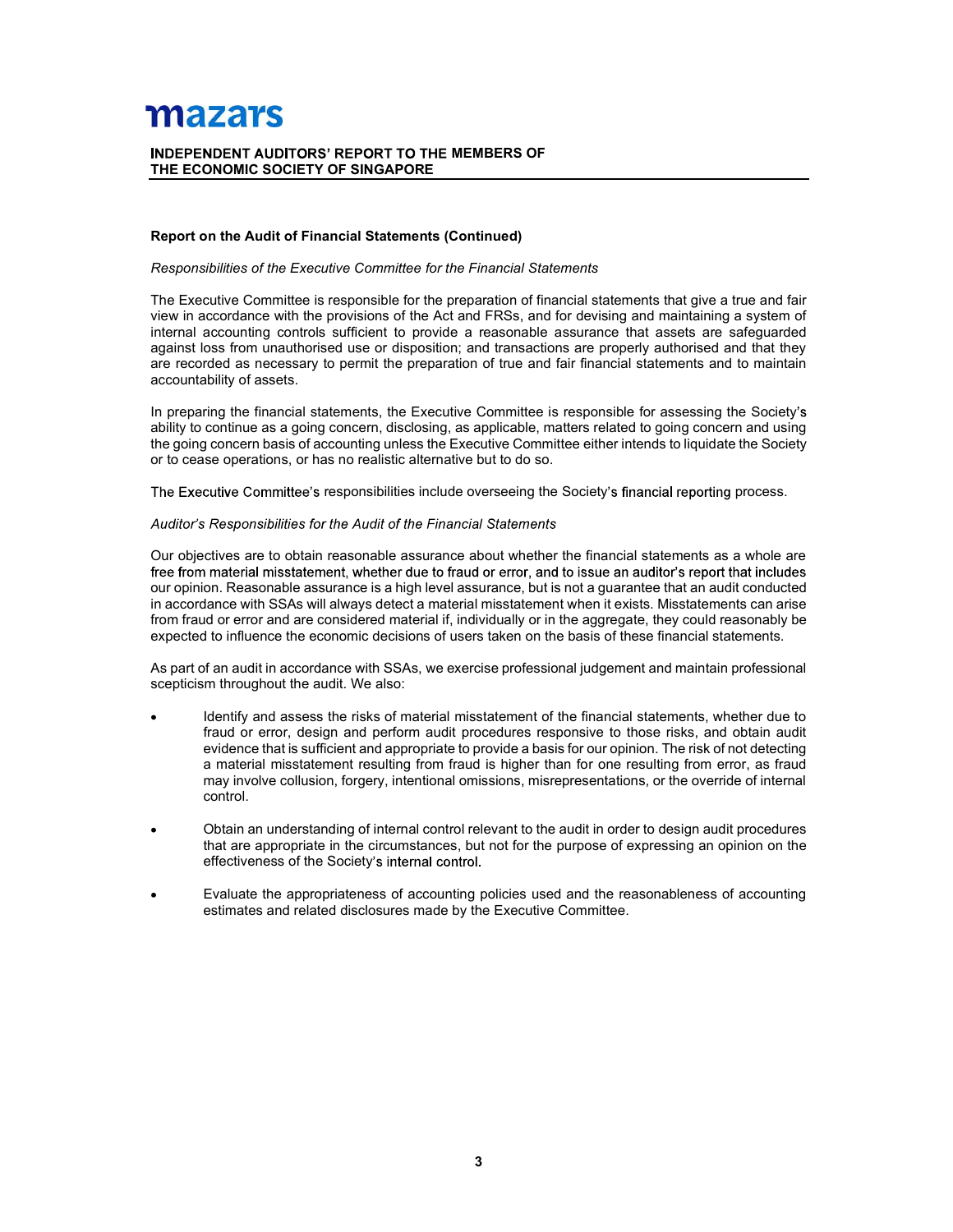# INDEPENDENT AUDITORS' REPORT TO THE MEMBERS OF THE ECONOMIC SOCIETY OF SINGAPORE

## Report on the Audit of Financial Statements (Continued)

*Responsibilities of the Executive Committee for the Financial Statements*

The Executive Committee is responsible for the preparation of financial statements that give a true and fair view in accordance with the provisions of the Act and FRSs, and for devising and maintaining a system of internal accounting controls sufficient to provide a reasonable assurance that assets are safeguarded against loss from unauthorised use or disposition; and transactions are properly authorised and that they are recorded as necessary to permit the preparation of true and fair financial statements and to maintain accountability of assets.

In preparing the financial statements, the Executive Committee is responsible for assessing the Society's ability to continue as a going concern, disclosing, as applicable, matters related to going concern and using the going concern basis of accounting unless the Executive Committee either intends to liquidate the Society or to cease operations, or has no realistic alternative but to do so.

The Executive Committee's responsibilities include overseeing the Society's financial reporting process.

*Auditor's Responsibilities for the Audit of the Financial Statements*

Our objectives are to obtain reasonable assurance about whether the financial statements as a whole are free from material misstatement, whether due to fraud or error, and to issue an auditor's report that includes our opinion. Reasonable assurance is a high level assurance, but is not a guarantee that an audit conducted in accordance with SSAs will always detect a material misstatement when it exists. Misstatements can arise from fraud or error and are considered material if, individually or in the aggregate, they could reasonably be expected to influence the economic decisions of users taken on the basis of these financial statements.

As part of an audit in accordance with SSAs, we exercise professional judgement and maintain professional scepticism throughout the audit. We also:

- Identify and assess the risks of material misstatement of the financial statements, whether due to fraud or error, design and perform audit procedures responsive to those risks, and obtain audit evidence that is sufficient and appropriate to provide a basis for our opinion. The risk of not detecting a material misstatement resulting from fraud is higher than for one resulting from error, as fraud may involve collusion, forgery, intentional omissions, misrepresentations, or the override of internal control.

- Obtain an understanding of internal control relevant to the audit in order to design audit procedures that are appropriate in the circumstances, but not for the purpose of expressing an opinion on the effectiveness of the Society's internal control.

- Evaluate the appropriateness of accounting policies used and the reasonableness of accounting estimates and related disclosures made by the Executive Committee.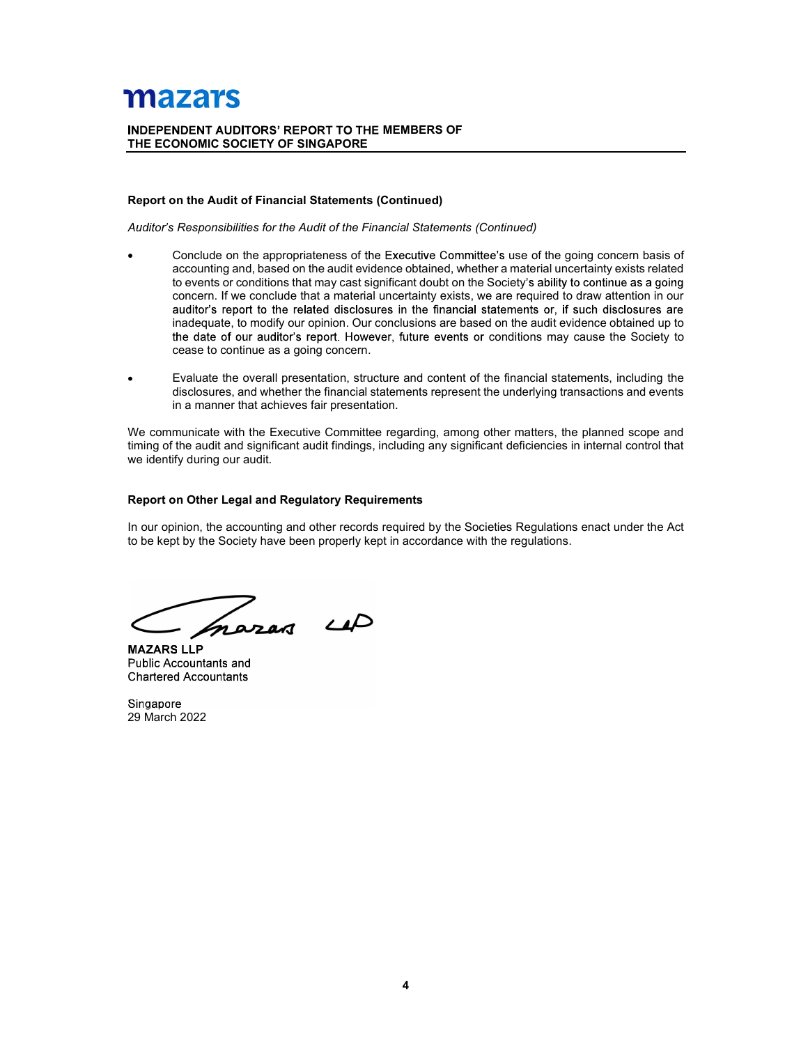**mazars**

**INDEPENDENT AUDITORS' REPORT TO THE MEMBERS OF THE ECONOMIC SOCIETY OF SINGAPORE**

**Report on the Audit of Financial Statements (Continued)**

*Auditor's Responsibilities for the Audit of the Financial Statements (Continued)*

- Conclude on the appropriateness of the Executive Committee's use of the going concern basis of accounting and, based on the audit evidence obtained, whether a material uncertainty exists related to events or conditions that may cast significant doubt on the Society's ability to continue as a going concern. If we conclude that a material uncertainty exists, we are required to draw attention in our auditor's report to the related disclosures in the financial statements or, if such disclosures are inadequate, to modify our opinion. Our conclusions are based on the audit evidence obtained up to the date of our auditor's report. However, future events or conditions may cause the Society to cease to continue as a going concern.

- Evaluate the overall presentation, structure and content of the financial statements, including the disclosures, and whether the financial statements represent the underlying transactions and events in a manner that achieves fair presentation.

We communicate with the Executive Committee regarding, among other matters, the planned scope and timing of the audit and significant audit findings, including any significant deficiencies in internal control that we identify during our audit.

**Report on Other Legal and Regulatory Requirements**

In our opinion, the accounting and other records required by the Societies Regulations enact under the Act to be kept by the Society have been properly kept in accordance with the regulations.

**MAZARS LLP**
Public Accountants and
Chartered Accountants

Singapore
29 March 2022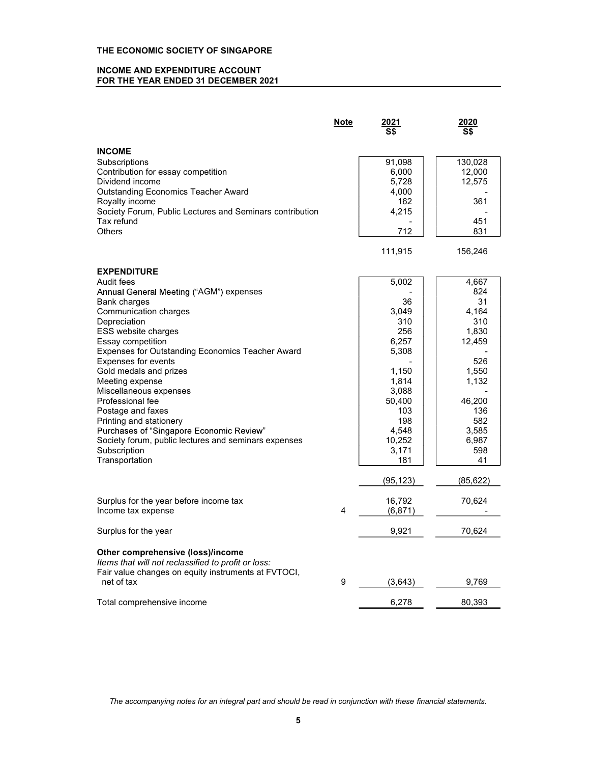# THE ECONOMIC SOCIETY OF SINGAPORE

## INCOME AND EXPENDITURE ACCOUNT FOR THE YEAR ENDED 31 DECEMBER 2021

| | Note | 2021 S$ | 2020 S$ |
|---|---|---|---|
| **INCOME** | | | |
| Subscriptions | | 91,098 | 130,028 |
| Contribution for essay competition | | 6,000 | 12,000 |
| Dividend income | | 5,728 | 12,575 |
| Outstanding Economics Teacher Award | | 4,000 | - |
| Royalty income | | 162 | 361 |
| Society Forum, Public Lectures and Seminars contribution | | 4,215 | - |
| Tax refund | | - | 451 |
| Others | | 712 | 831 |
| | | 111,915 | 156,246 |
| **EXPENDITURE** | | | |
| Audit fees | | 5,002 | 4,667 |
| Annual General Meeting ("AGM") expenses | | - | 824 |
| Bank charges | | 36 | 31 |
| Communication charges | | 3,049 | 4,164 |
| Depreciation | | 310 | 310 |
| ESS website charges | | 256 | 1,830 |
| Essay competition | | 6,257 | 12,459 |
| Expenses for Outstanding Economics Teacher Award | | 5,308 | - |
| Expenses for events | | - | 526 |
| Gold medals and prizes | | 1,150 | 1,550 |
| Meeting expense | | 1,814 | 1,132 |
| Miscellaneous expenses | | 3,088 | - |
| Professional fee | | 50,400 | 46,200 |
| Postage and faxes | | 103 | 136 |
| Printing and stationery | | 198 | 582 |
| Purchases of "Singapore Economic Review" | | 4,548 | 3,585 |
| Society forum, public lectures and seminars expenses | | 10,252 | 6,987 |
| Subscription | | 3,171 | 598 |
| Transportation | | 181 | 41 |
| | | (95,123) | (85,622) |
| Surplus for the year before income tax | | 16,792 | 70,624 |
| Income tax expense | 4 | (6,871) | - |
| Surplus for the year | | 9,921 | 70,624 |
| **Other comprehensive (loss)/income** | | | |
| *Items that will not reclassified to profit or loss:* | | | |
| Fair value changes on equity instruments at FVTOCI, net of tax | 9 | (3,643) | 9,769 |
| Total comprehensive income | | 6,278 | 80,393 |

*The accompanying notes for an integral part and should be read in conjunction with these financial statements.*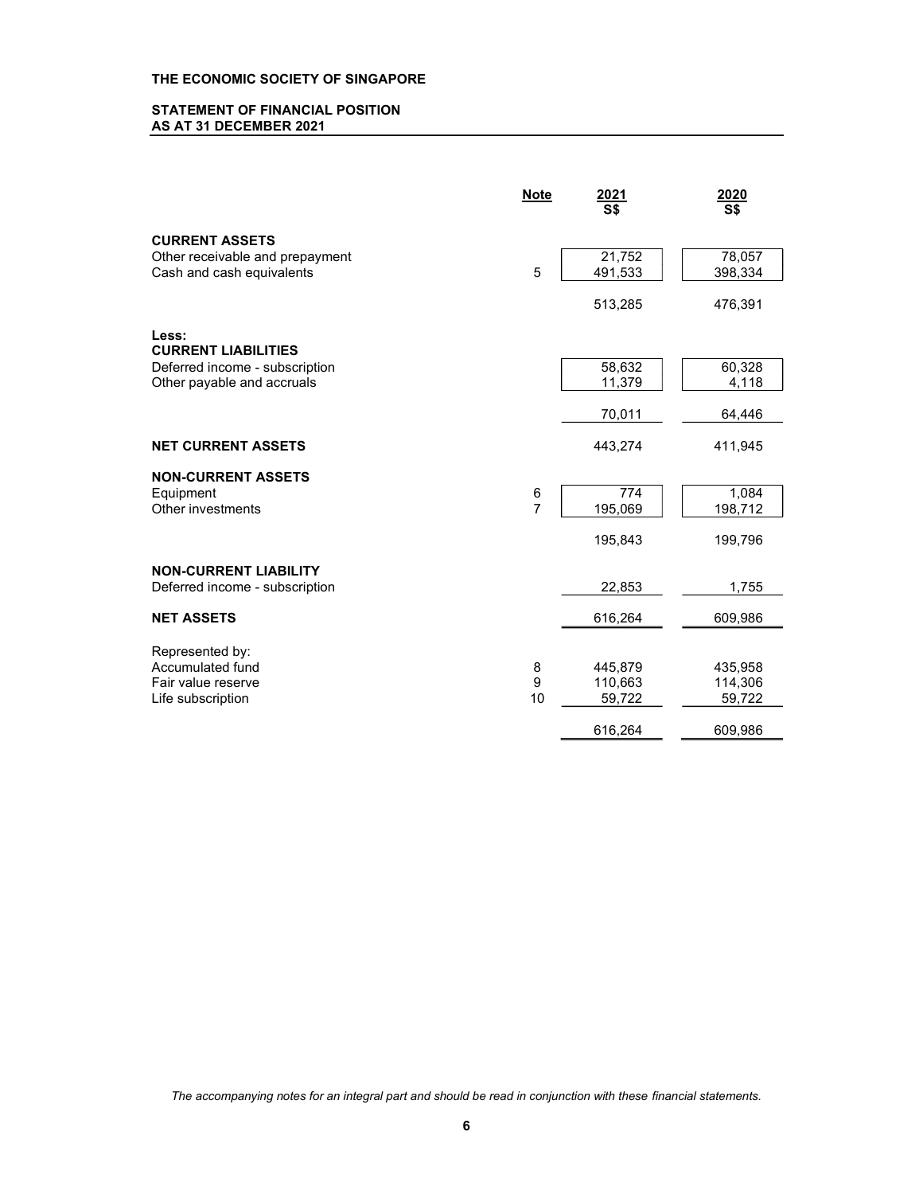**THE ECONOMIC SOCIETY OF SINGAPORE**

**STATEMENT OF FINANCIAL POSITION**
**AS AT 31 DECEMBER 2021**

| | Note | 2021 S$ | 2020 S$ |
|---|---|---|---|
| **CURRENT ASSETS** | | | |
| Other receivable and prepayment | | 21,752 | 78,057 |
| Cash and cash equivalents | 5 | 491,533 | 398,334 |
| | | 513,285 | 476,391 |
| **Less:** | | | |
| **CURRENT LIABILITIES** | | | |
| Deferred income - subscription | | 58,632 | 60,328 |
| Other payable and accruals | | 11,379 | 4,118 |
| | | 70,011 | 64,446 |
| **NET CURRENT ASSETS** | | 443,274 | 411,945 |
| **NON-CURRENT ASSETS** | | | |
| Equipment | 6 | 774 | 1,084 |
| Other investments | 7 | 195,069 | 198,712 |
| | | 195,843 | 199,796 |
| **NON-CURRENT LIABILITY** | | | |
| Deferred income - subscription | | 22,853 | 1,755 |
| **NET ASSETS** | | 616,264 | 609,986 |
| Represented by: | | | |
| Accumulated fund | 8 | 445,879 | 435,958 |
| Fair value reserve | 9 | 110,663 | 114,306 |
| Life subscription | 10 | 59,722 | 59,722 |
| | | 616,264 | 609,986 |

*The accompanying notes for an integral part and should be read in conjunction with these financial statements.*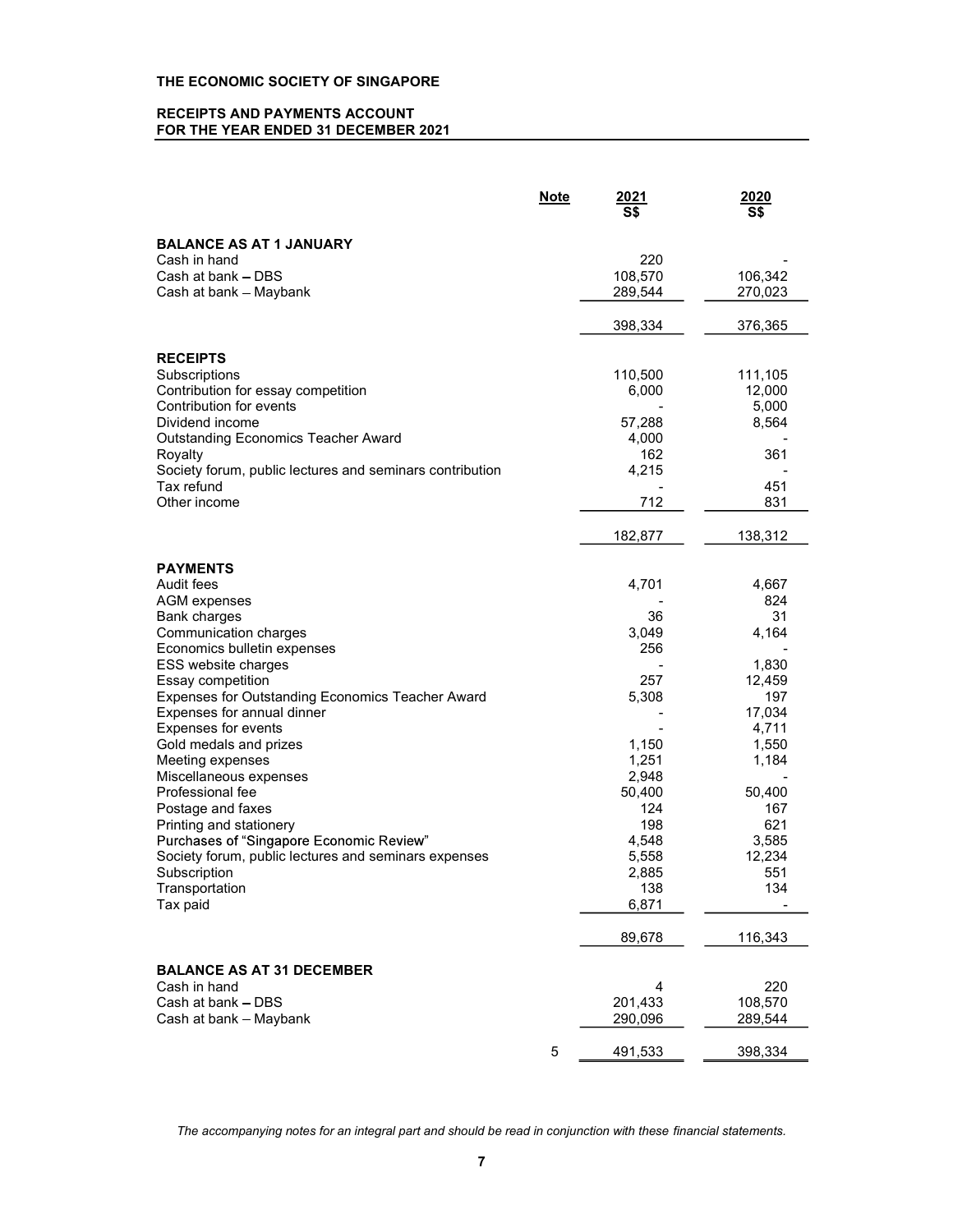**THE ECONOMIC SOCIETY OF SINGAPORE**

**RECEIPTS AND PAYMENTS ACCOUNT**
**FOR THE YEAR ENDED 31 DECEMBER 2021**

| | Note | 2021 S$ | 2020 S$ |
|---|---|---|---|
| **BALANCE AS AT 1 JANUARY** | | | |
| Cash in hand | | 220 | - |
| Cash at bank – DBS | | 108,570 | 106,342 |
| Cash at bank – Maybank | | 289,544 | 270,023 |
| | | 398,334 | 376,365 |
| **RECEIPTS** | | | |
| Subscriptions | | 110,500 | 111,105 |
| Contribution for essay competition | | 6,000 | 12,000 |
| Contribution for events | | - | 5,000 |
| Dividend income | | 57,288 | 8,564 |
| Outstanding Economics Teacher Award | | 4,000 | - |
| Royalty | | 162 | 361 |
| Society forum, public lectures and seminars contribution | | 4,215 | - |
| Tax refund | | - | 451 |
| Other income | | 712 | 831 |
| | | 182,877 | 138,312 |
| **PAYMENTS** | | | |
| Audit fees | | 4,701 | 4,667 |
| AGM expenses | | - | 824 |
| Bank charges | | 36 | 31 |
| Communication charges | | 3,049 | 4,164 |
| Economics bulletin expenses | | 256 | - |
| ESS website charges | | - | 1,830 |
| Essay competition | | 257 | 12,459 |
| Expenses for Outstanding Economics Teacher Award | | 5,308 | 197 |
| Expenses for annual dinner | | - | 17,034 |
| Expenses for events | | - | 4,711 |
| Gold medals and prizes | | 1,150 | 1,550 |
| Meeting expenses | | 1,251 | 1,184 |
| Miscellaneous expenses | | 2,948 | - |
| Professional fee | | 50,400 | 50,400 |
| Postage and faxes | | 124 | 167 |
| Printing and stationery | | 198 | 621 |
| Purchases of "Singapore Economic Review" | | 4,548 | 3,585 |
| Society forum, public lectures and seminars expenses | | 5,558 | 12,234 |
| Subscription | | 2,885 | 551 |
| Transportation | | 138 | 134 |
| Tax paid | | 6,871 | - |
| | | 89,678 | 116,343 |
| **BALANCE AS AT 31 DECEMBER** | | | |
| Cash in hand | | 4 | 220 |
| Cash at bank – DBS | | 201,433 | 108,570 |
| Cash at bank – Maybank | | 290,096 | 289,544 |
| | 5 | 491,533 | 398,334 |

*The accompanying notes for an integral part and should be read in conjunction with these financial statements.*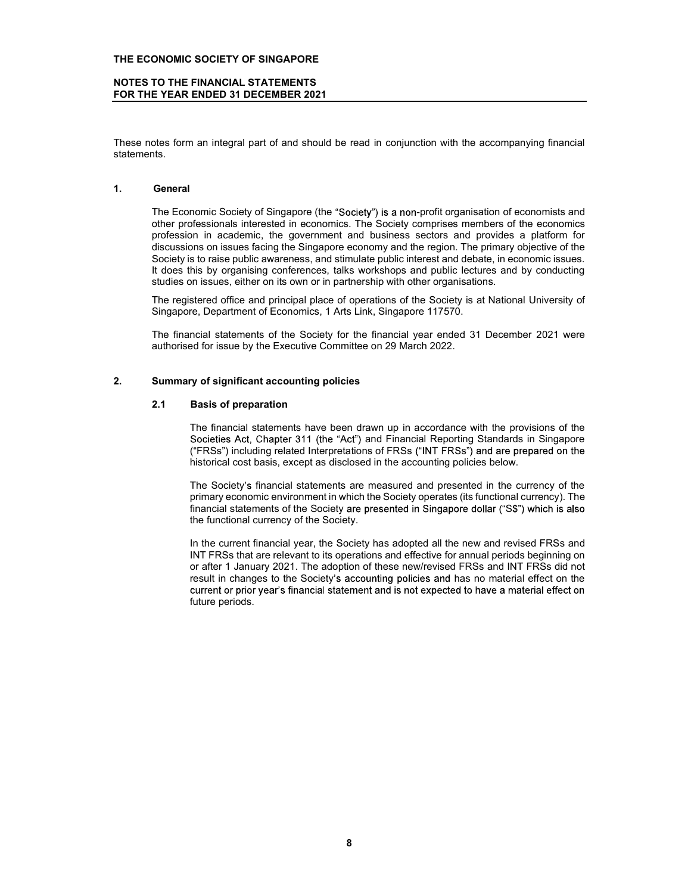THE ECONOMIC SOCIETY OF SINGAPORE

NOTES TO THE FINANCIAL STATEMENTS
FOR THE YEAR ENDED 31 DECEMBER 2021

These notes form an integral part of and should be read in conjunction with the accompanying financial statements.

## 1. General

The Economic Society of Singapore (the "Society") is a non-profit organisation of economists and other professionals interested in economics. The Society comprises members of the economics profession in academic, the government and business sectors and provides a platform for discussions on issues facing the Singapore economy and the region. The primary objective of the Society is to raise public awareness, and stimulate public interest and debate, in economic issues. It does this by organising conferences, talks workshops and public lectures and by conducting studies on issues, either on its own or in partnership with other organisations.

The registered office and principal place of operations of the Society is at National University of Singapore, Department of Economics, 1 Arts Link, Singapore 117570.

The financial statements of the Society for the financial year ended 31 December 2021 were authorised for issue by the Executive Committee on 29 March 2022.

## 2. Summary of significant accounting policies

### 2.1 Basis of preparation

The financial statements have been drawn up in accordance with the provisions of the Societies Act, Chapter 311 (the "Act") and Financial Reporting Standards in Singapore ("FRSs") including related Interpretations of FRSs ("INT FRSs") and are prepared on the historical cost basis, except as disclosed in the accounting policies below.

The Society's financial statements are measured and presented in the currency of the primary economic environment in which the Society operates (its functional currency). The financial statements of the Society are presented in Singapore dollar ("S$") which is also the functional currency of the Society.

In the current financial year, the Society has adopted all the new and revised FRSs and INT FRSs that are relevant to its operations and effective for annual periods beginning on or after 1 January 2021. The adoption of these new/revised FRSs and INT FRSs did not result in changes to the Society's accounting policies and has no material effect on the current or prior year's financial statement and is not expected to have a material effect on future periods.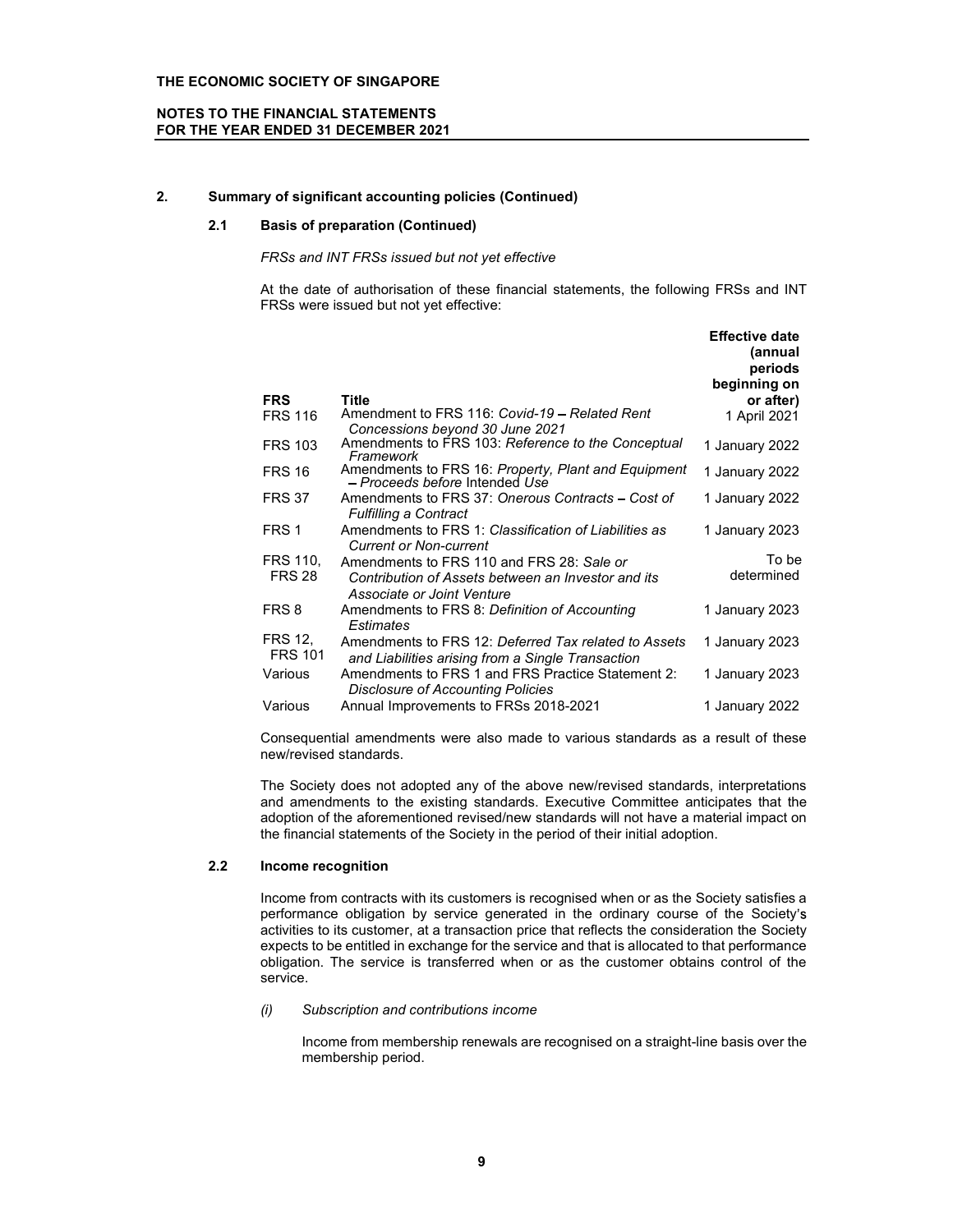## 2. Summary of significant accounting policies (Continued)

### 2.1 Basis of preparation (Continued)

*FRSs and INT FRSs issued but not yet effective*

At the date of authorisation of these financial statements, the following FRSs and INT FRSs were issued but not yet effective:

| FRS | Title | Effective date (annual periods beginning on or after) |
|---|---|---|
| FRS 116 | Amendment to FRS 116: *Covid-19 – Related Rent Concessions beyond 30 June 2021* | 1 April 2021 |
| FRS 103 | Amendments to FRS 103: *Reference to the Conceptual Framework* | 1 January 2022 |
| FRS 16 | Amendments to FRS 16: *Property, Plant and Equipment – Proceeds before* Intended *Use* | 1 January 2022 |
| FRS 37 | Amendments to FRS 37: *Onerous Contracts – Cost of Fulfilling a Contract* | 1 January 2022 |
| FRS 1 | Amendments to FRS 1: *Classification of Liabilities as Current or Non-current* | 1 January 2023 |
| FRS 110, FRS 28 | Amendments to FRS 110 and FRS 28: *Sale or Contribution of Assets between an Investor and its Associate or Joint Venture* | To be determined |
| FRS 8 | Amendments to FRS 8: *Definition of Accounting Estimates* | 1 January 2023 |
| FRS 12, FRS 101 | Amendments to FRS 12: *Deferred Tax related to Assets and Liabilities arising from a Single Transaction* | 1 January 2023 |
| Various | Amendments to FRS 1 and FRS Practice Statement 2: *Disclosure of Accounting Policies* | 1 January 2023 |
| Various | Annual Improvements to FRSs 2018-2021 | 1 January 2022 |

Consequential amendments were also made to various standards as a result of these new/revised standards.

The Society does not adopted any of the above new/revised standards, interpretations and amendments to the existing standards. Executive Committee anticipates that the adoption of the aforementioned revised/new standards will not have a material impact on the financial statements of the Society in the period of their initial adoption.

### 2.2 Income recognition

Income from contracts with its customers is recognised when or as the Society satisfies a performance obligation by service generated in the ordinary course of the Society's activities to its customer, at a transaction price that reflects the consideration the Society expects to be entitled in exchange for the service and that is allocated to that performance obligation. The service is transferred when or as the customer obtains control of the service.

*(i) Subscription and contributions income*

Income from membership renewals are recognised on a straight-line basis over the membership period.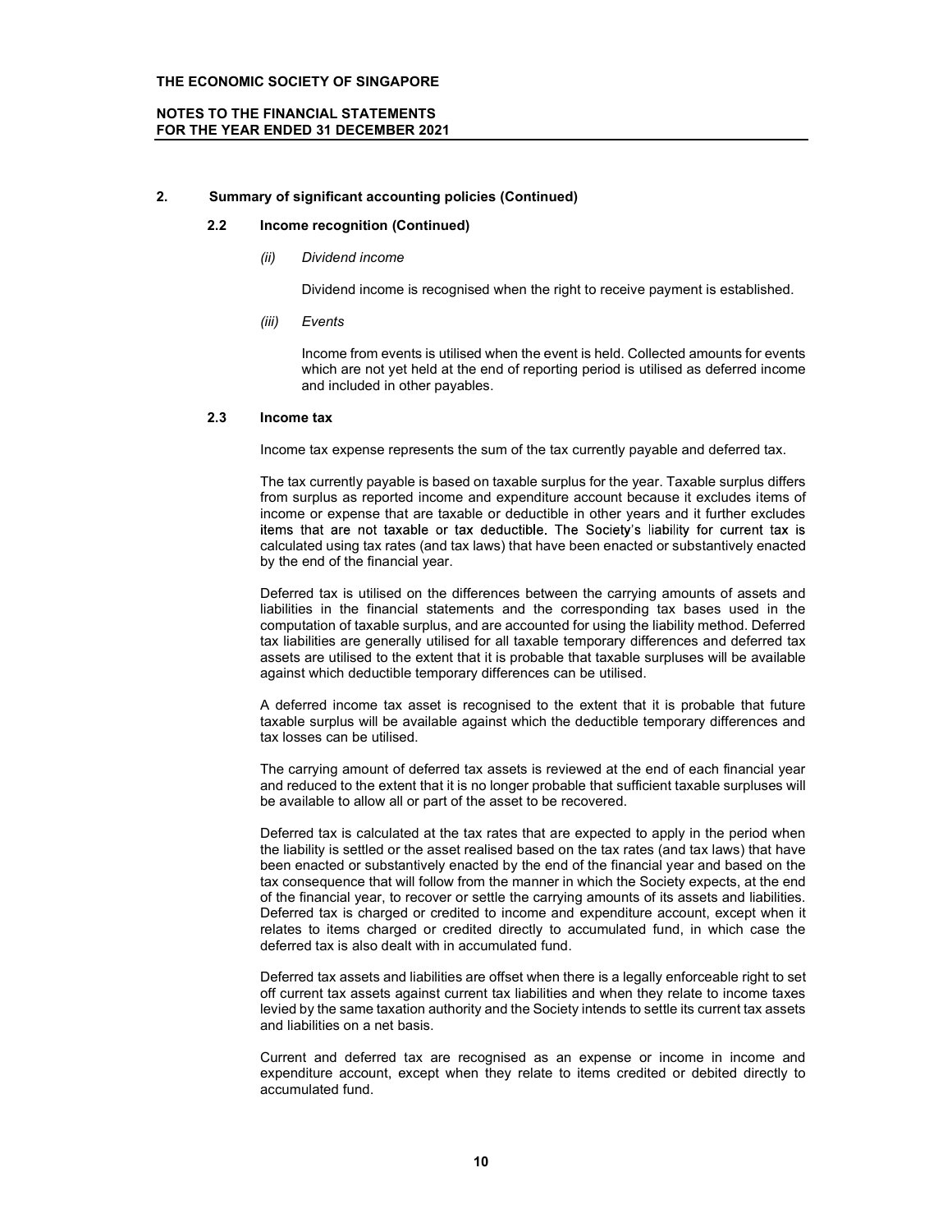## 2. Summary of significant accounting policies (Continued)

### 2.2 Income recognition (Continued)

*(ii) Dividend income*

Dividend income is recognised when the right to receive payment is established.

*(iii) Events*

Income from events is utilised when the event is held. Collected amounts for events which are not yet held at the end of reporting period is utilised as deferred income and included in other payables.

### 2.3 Income tax

Income tax expense represents the sum of the tax currently payable and deferred tax.

The tax currently payable is based on taxable surplus for the year. Taxable surplus differs from surplus as reported income and expenditure account because it excludes items of income or expense that are taxable or deductible in other years and it further excludes items that are not taxable or tax deductible. The Society's liability for current tax is calculated using tax rates (and tax laws) that have been enacted or substantively enacted by the end of the financial year.

Deferred tax is utilised on the differences between the carrying amounts of assets and liabilities in the financial statements and the corresponding tax bases used in the computation of taxable surplus, and are accounted for using the liability method. Deferred tax liabilities are generally utilised for all taxable temporary differences and deferred tax assets are utilised to the extent that it is probable that taxable surpluses will be available against which deductible temporary differences can be utilised.

A deferred income tax asset is recognised to the extent that it is probable that future taxable surplus will be available against which the deductible temporary differences and tax losses can be utilised.

The carrying amount of deferred tax assets is reviewed at the end of each financial year and reduced to the extent that it is no longer probable that sufficient taxable surpluses will be available to allow all or part of the asset to be recovered.

Deferred tax is calculated at the tax rates that are expected to apply in the period when the liability is settled or the asset realised based on the tax rates (and tax laws) that have been enacted or substantively enacted by the end of the financial year and based on the tax consequence that will follow from the manner in which the Society expects, at the end of the financial year, to recover or settle the carrying amounts of its assets and liabilities. Deferred tax is charged or credited to income and expenditure account, except when it relates to items charged or credited directly to accumulated fund, in which case the deferred tax is also dealt with in accumulated fund.

Deferred tax assets and liabilities are offset when there is a legally enforceable right to set off current tax assets against current tax liabilities and when they relate to income taxes levied by the same taxation authority and the Society intends to settle its current tax assets and liabilities on a net basis.

Current and deferred tax are recognised as an expense or income in income and expenditure account, except when they relate to items credited or debited directly to accumulated fund.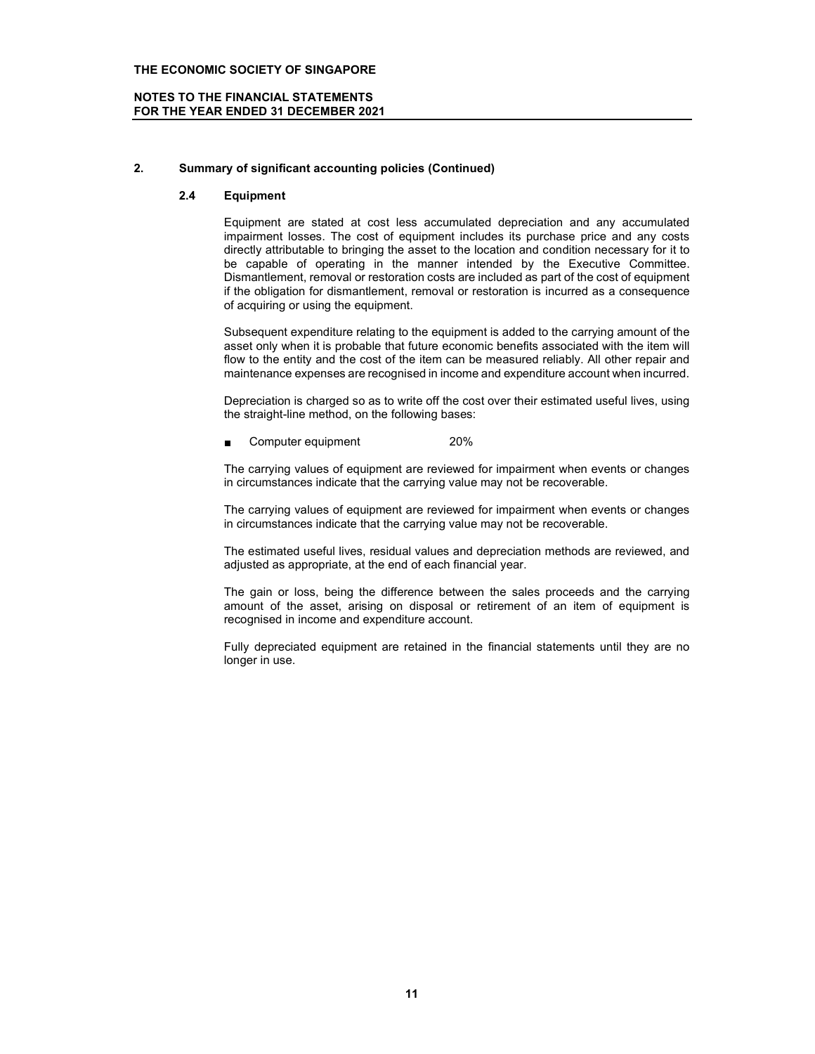## 2. Summary of significant accounting policies (Continued)

### 2.4 Equipment

Equipment are stated at cost less accumulated depreciation and any accumulated impairment losses. The cost of equipment includes its purchase price and any costs directly attributable to bringing the asset to the location and condition necessary for it to be capable of operating in the manner intended by the Executive Committee. Dismantlement, removal or restoration costs are included as part of the cost of equipment if the obligation for dismantlement, removal or restoration is incurred as a consequence of acquiring or using the equipment.

Subsequent expenditure relating to the equipment is added to the carrying amount of the asset only when it is probable that future economic benefits associated with the item will flow to the entity and the cost of the item can be measured reliably. All other repair and maintenance expenses are recognised in income and expenditure account when incurred.

Depreciation is charged so as to write off the cost over their estimated useful lives, using the straight-line method, on the following bases:

- Computer equipment 20%

The carrying values of equipment are reviewed for impairment when events or changes in circumstances indicate that the carrying value may not be recoverable.

The carrying values of equipment are reviewed for impairment when events or changes in circumstances indicate that the carrying value may not be recoverable.

The estimated useful lives, residual values and depreciation methods are reviewed, and adjusted as appropriate, at the end of each financial year.

The gain or loss, being the difference between the sales proceeds and the carrying amount of the asset, arising on disposal or retirement of an item of equipment is recognised in income and expenditure account.

Fully depreciated equipment are retained in the financial statements until they are no longer in use.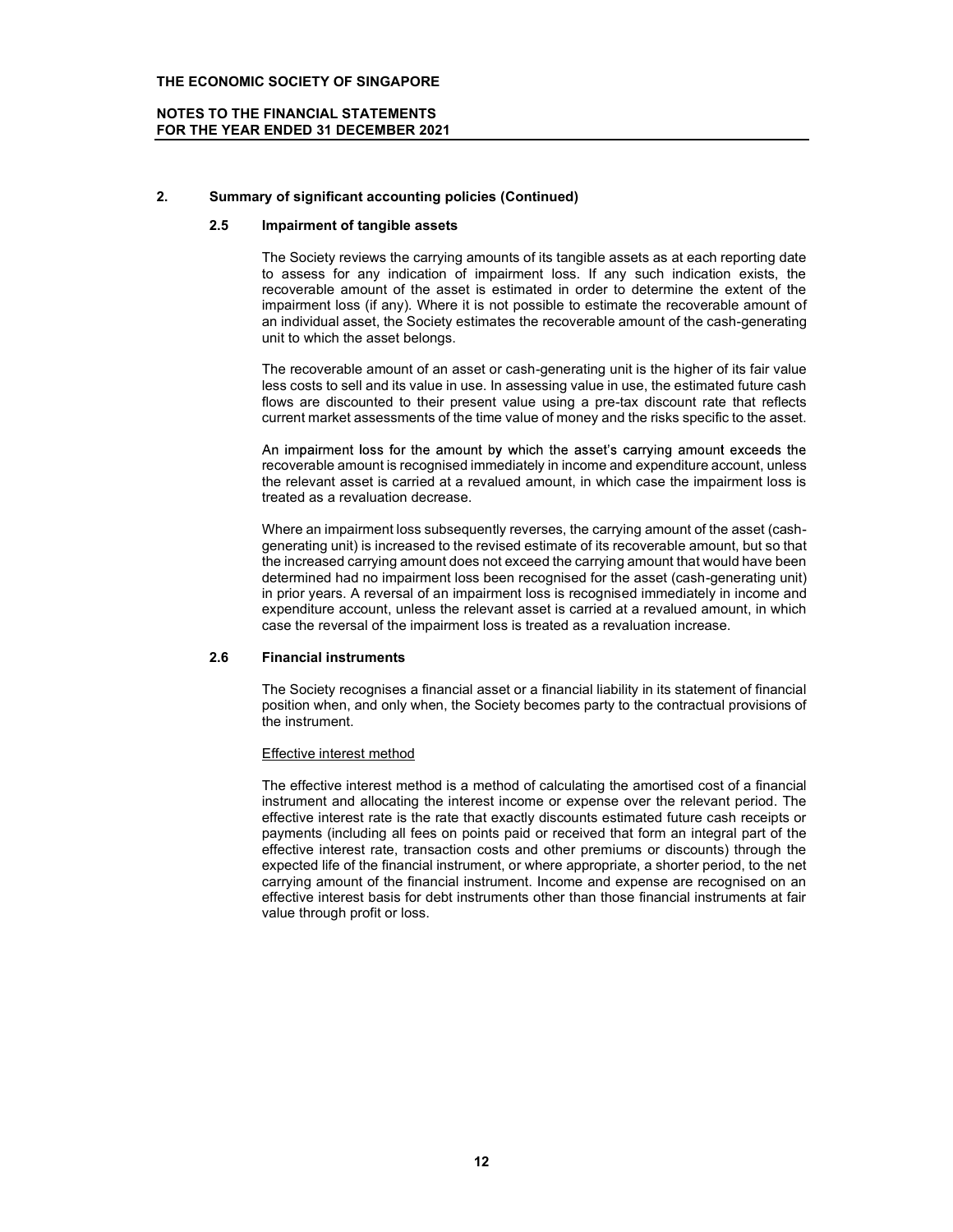## 2. Summary of significant accounting policies (Continued)

### 2.5 Impairment of tangible assets

The Society reviews the carrying amounts of its tangible assets as at each reporting date to assess for any indication of impairment loss. If any such indication exists, the recoverable amount of the asset is estimated in order to determine the extent of the impairment loss (if any). Where it is not possible to estimate the recoverable amount of an individual asset, the Society estimates the recoverable amount of the cash-generating unit to which the asset belongs.

The recoverable amount of an asset or cash-generating unit is the higher of its fair value less costs to sell and its value in use. In assessing value in use, the estimated future cash flows are discounted to their present value using a pre-tax discount rate that reflects current market assessments of the time value of money and the risks specific to the asset.

An impairment loss for the amount by which the asset's carrying amount exceeds the recoverable amount is recognised immediately in income and expenditure account, unless the relevant asset is carried at a revalued amount, in which case the impairment loss is treated as a revaluation decrease.

Where an impairment loss subsequently reverses, the carrying amount of the asset (cash-generating unit) is increased to the revised estimate of its recoverable amount, but so that the increased carrying amount does not exceed the carrying amount that would have been determined had no impairment loss been recognised for the asset (cash-generating unit) in prior years. A reversal of an impairment loss is recognised immediately in income and expenditure account, unless the relevant asset is carried at a revalued amount, in which case the reversal of the impairment loss is treated as a revaluation increase.

### 2.6 Financial instruments

The Society recognises a financial asset or a financial liability in its statement of financial position when, and only when, the Society becomes party to the contractual provisions of the instrument.

Effective interest method

The effective interest method is a method of calculating the amortised cost of a financial instrument and allocating the interest income or expense over the relevant period. The effective interest rate is the rate that exactly discounts estimated future cash receipts or payments (including all fees on points paid or received that form an integral part of the effective interest rate, transaction costs and other premiums or discounts) through the expected life of the financial instrument, or where appropriate, a shorter period, to the net carrying amount of the financial instrument. Income and expense are recognised on an effective interest basis for debt instruments other than those financial instruments at fair value through profit or loss.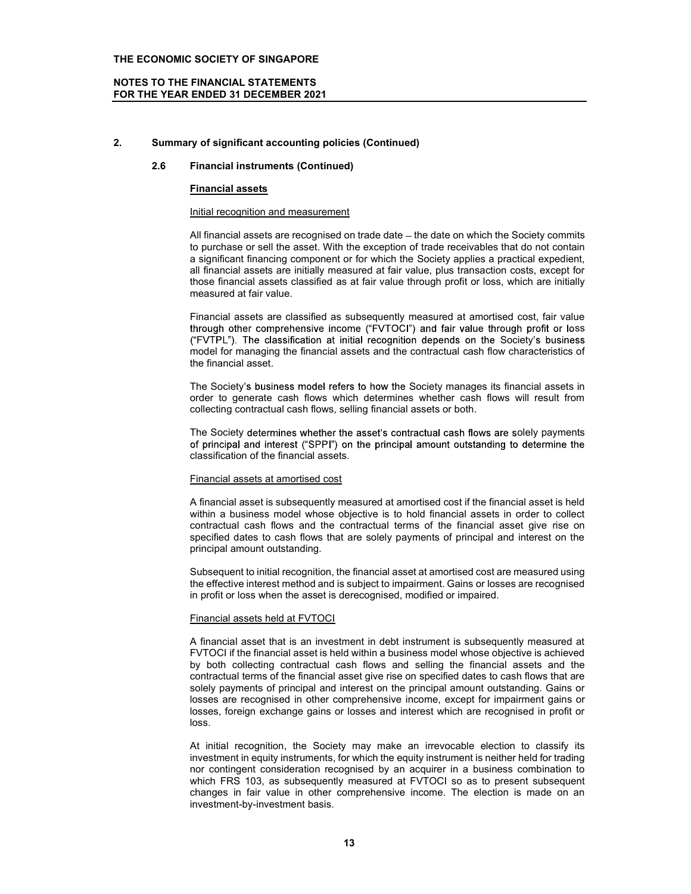## 2. Summary of significant accounting policies (Continued)

### 2.6 Financial instruments (Continued)

#### Financial assets

Initial recognition and measurement

All financial assets are recognised on trade date – the date on which the Society commits to purchase or sell the asset. With the exception of trade receivables that do not contain a significant financing component or for which the Society applies a practical expedient, all financial assets are initially measured at fair value, plus transaction costs, except for those financial assets classified as at fair value through profit or loss, which are initially measured at fair value.

Financial assets are classified as subsequently measured at amortised cost, fair value through other comprehensive income ("FVTOCI") and fair value through profit or loss ("FVTPL"). The classification at initial recognition depends on the Society's business model for managing the financial assets and the contractual cash flow characteristics of the financial asset.

The Society's business model refers to how the Society manages its financial assets in order to generate cash flows which determines whether cash flows will result from collecting contractual cash flows, selling financial assets or both.

The Society determines whether the asset's contractual cash flows are solely payments of principal and interest ("SPPI") on the principal amount outstanding to determine the classification of the financial assets.

Financial assets at amortised cost

A financial asset is subsequently measured at amortised cost if the financial asset is held within a business model whose objective is to hold financial assets in order to collect contractual cash flows and the contractual terms of the financial asset give rise on specified dates to cash flows that are solely payments of principal and interest on the principal amount outstanding.

Subsequent to initial recognition, the financial asset at amortised cost are measured using the effective interest method and is subject to impairment. Gains or losses are recognised in profit or loss when the asset is derecognised, modified or impaired.

Financial assets held at FVTOCI

A financial asset that is an investment in debt instrument is subsequently measured at FVTOCI if the financial asset is held within a business model whose objective is achieved by both collecting contractual cash flows and selling the financial assets and the contractual terms of the financial asset give rise on specified dates to cash flows that are solely payments of principal and interest on the principal amount outstanding. Gains or losses are recognised in other comprehensive income, except for impairment gains or losses, foreign exchange gains or losses and interest which are recognised in profit or loss.

At initial recognition, the Society may make an irrevocable election to classify its investment in equity instruments, for which the equity instrument is neither held for trading nor contingent consideration recognised by an acquirer in a business combination to which FRS 103, as subsequently measured at FVTOCI so as to present subsequent changes in fair value in other comprehensive income. The election is made on an investment-by-investment basis.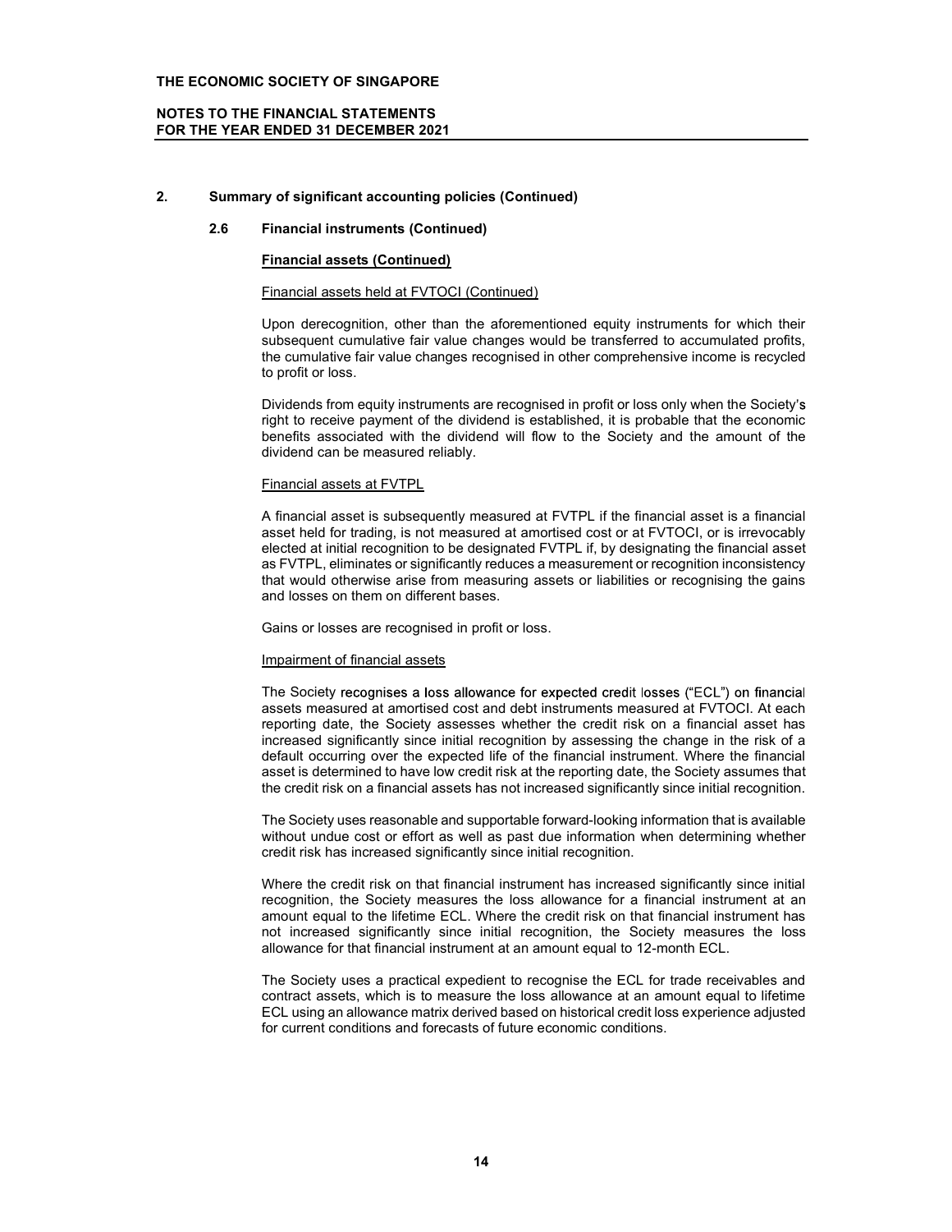## 2. Summary of significant accounting policies (Continued)

### 2.6 Financial instruments (Continued)

**Financial assets (Continued)**

Financial assets held at FVTOCI (Continued)

Upon derecognition, other than the aforementioned equity instruments for which their subsequent cumulative fair value changes would be transferred to accumulated profits, the cumulative fair value changes recognised in other comprehensive income is recycled to profit or loss.

Dividends from equity instruments are recognised in profit or loss only when the Society's right to receive payment of the dividend is established, it is probable that the economic benefits associated with the dividend will flow to the Society and the amount of the dividend can be measured reliably.

Financial assets at FVTPL

A financial asset is subsequently measured at FVTPL if the financial asset is a financial asset held for trading, is not measured at amortised cost or at FVTOCI, or is irrevocably elected at initial recognition to be designated FVTPL if, by designating the financial asset as FVTPL, eliminates or significantly reduces a measurement or recognition inconsistency that would otherwise arise from measuring assets or liabilities or recognising the gains and losses on them on different bases.

Gains or losses are recognised in profit or loss.

Impairment of financial assets

The Society recognises a loss allowance for expected credit losses ("ECL") on financial assets measured at amortised cost and debt instruments measured at FVTOCI. At each reporting date, the Society assesses whether the credit risk on a financial asset has increased significantly since initial recognition by assessing the change in the risk of a default occurring over the expected life of the financial instrument. Where the financial asset is determined to have low credit risk at the reporting date, the Society assumes that the credit risk on a financial assets has not increased significantly since initial recognition.

The Society uses reasonable and supportable forward-looking information that is available without undue cost or effort as well as past due information when determining whether credit risk has increased significantly since initial recognition.

Where the credit risk on that financial instrument has increased significantly since initial recognition, the Society measures the loss allowance for a financial instrument at an amount equal to the lifetime ECL. Where the credit risk on that financial instrument has not increased significantly since initial recognition, the Society measures the loss allowance for that financial instrument at an amount equal to 12-month ECL.

The Society uses a practical expedient to recognise the ECL for trade receivables and contract assets, which is to measure the loss allowance at an amount equal to lifetime ECL using an allowance matrix derived based on historical credit loss experience adjusted for current conditions and forecasts of future economic conditions.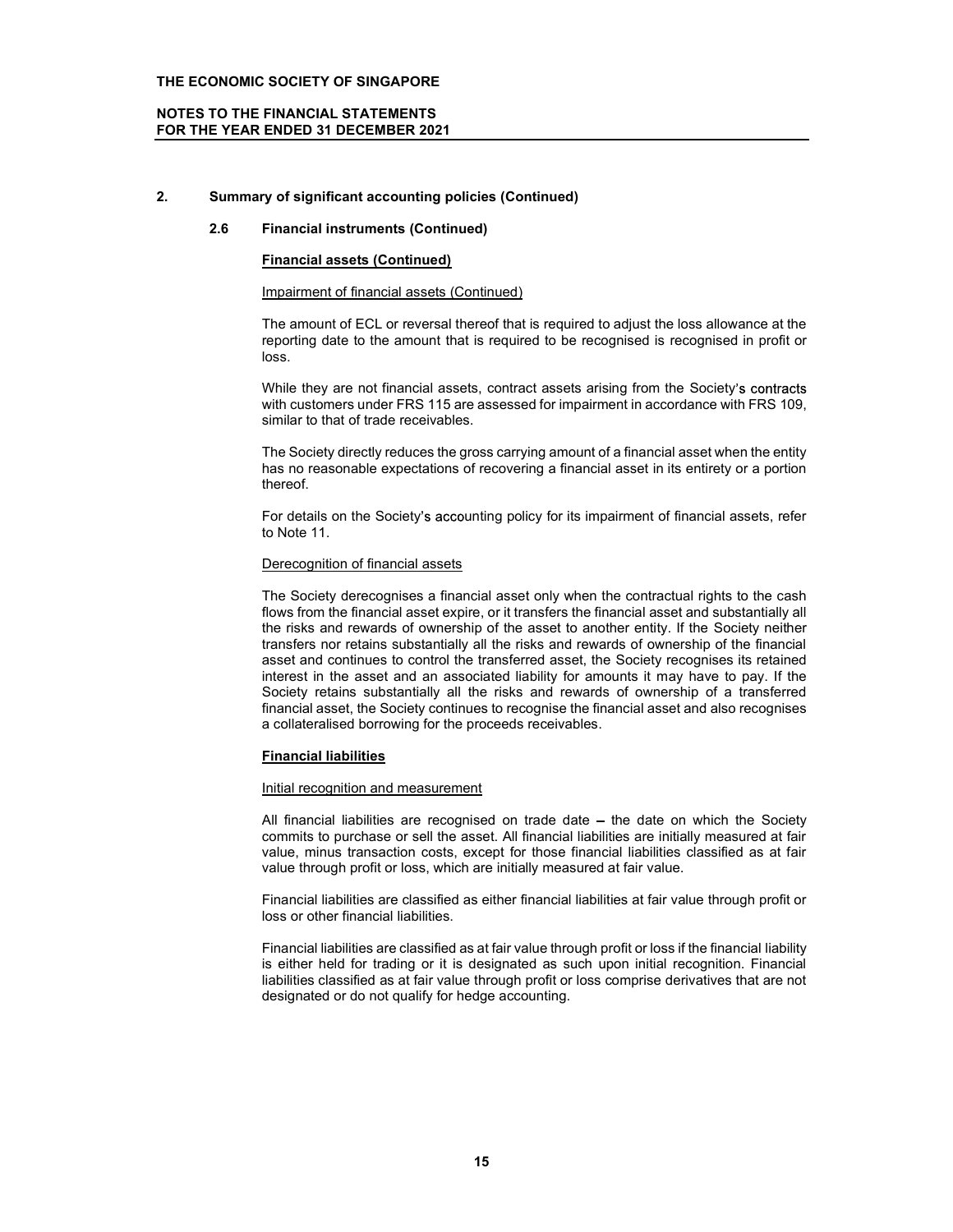## 2. Summary of significant accounting policies (Continued)

### 2.6 Financial instruments (Continued)

**Financial assets (Continued)**

Impairment of financial assets (Continued)

The amount of ECL or reversal thereof that is required to adjust the loss allowance at the reporting date to the amount that is required to be recognised is recognised in profit or loss.

While they are not financial assets, contract assets arising from the Society's contracts with customers under FRS 115 are assessed for impairment in accordance with FRS 109, similar to that of trade receivables.

The Society directly reduces the gross carrying amount of a financial asset when the entity has no reasonable expectations of recovering a financial asset in its entirety or a portion thereof.

For details on the Society's accounting policy for its impairment of financial assets, refer to Note 11.

Derecognition of financial assets

The Society derecognises a financial asset only when the contractual rights to the cash flows from the financial asset expire, or it transfers the financial asset and substantially all the risks and rewards of ownership of the asset to another entity. If the Society neither transfers nor retains substantially all the risks and rewards of ownership of the financial asset and continues to control the transferred asset, the Society recognises its retained interest in the asset and an associated liability for amounts it may have to pay. If the Society retains substantially all the risks and rewards of ownership of a transferred financial asset, the Society continues to recognise the financial asset and also recognises a collateralised borrowing for the proceeds receivables.

**Financial liabilities**

Initial recognition and measurement

All financial liabilities are recognised on trade date – the date on which the Society commits to purchase or sell the asset. All financial liabilities are initially measured at fair value, minus transaction costs, except for those financial liabilities classified as at fair value through profit or loss, which are initially measured at fair value.

Financial liabilities are classified as either financial liabilities at fair value through profit or loss or other financial liabilities.

Financial liabilities are classified as at fair value through profit or loss if the financial liability is either held for trading or it is designated as such upon initial recognition. Financial liabilities classified as at fair value through profit or loss comprise derivatives that are not designated or do not qualify for hedge accounting.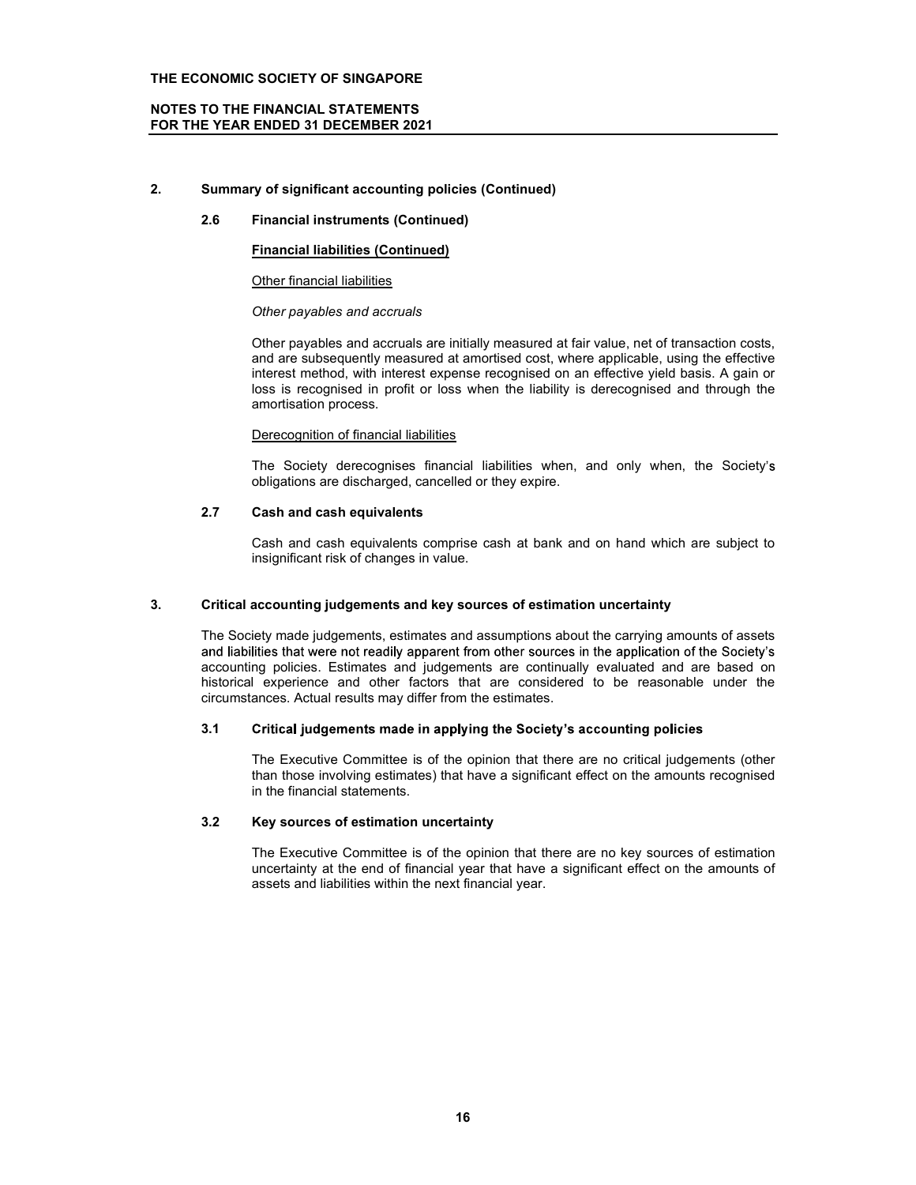## 2. Summary of significant accounting policies (Continued)

### 2.6 Financial instruments (Continued)

**Financial liabilities (Continued)**

Other financial liabilities

*Other payables and accruals*

Other payables and accruals are initially measured at fair value, net of transaction costs, and are subsequently measured at amortised cost, where applicable, using the effective interest method, with interest expense recognised on an effective yield basis. A gain or loss is recognised in profit or loss when the liability is derecognised and through the amortisation process.

Derecognition of financial liabilities

The Society derecognises financial liabilities when, and only when, the Society's obligations are discharged, cancelled or they expire.

### 2.7 Cash and cash equivalents

Cash and cash equivalents comprise cash at bank and on hand which are subject to insignificant risk of changes in value.

## 3. Critical accounting judgements and key sources of estimation uncertainty

The Society made judgements, estimates and assumptions about the carrying amounts of assets and liabilities that were not readily apparent from other sources in the application of the Society's accounting policies. Estimates and judgements are continually evaluated and are based on historical experience and other factors that are considered to be reasonable under the circumstances. Actual results may differ from the estimates.

### 3.1 Critical judgements made in applying the Society's accounting policies

The Executive Committee is of the opinion that there are no critical judgements (other than those involving estimates) that have a significant effect on the amounts recognised in the financial statements.

### 3.2 Key sources of estimation uncertainty

The Executive Committee is of the opinion that there are no key sources of estimation uncertainty at the end of financial year that have a significant effect on the amounts of assets and liabilities within the next financial year.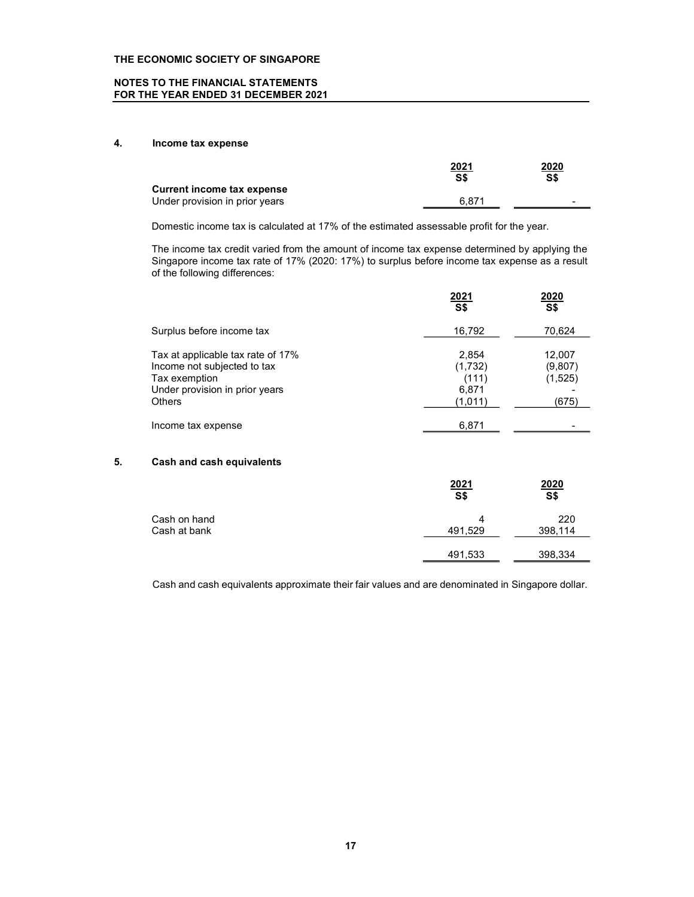THE ECONOMIC SOCIETY OF SINGAPORE

NOTES TO THE FINANCIAL STATEMENTS
FOR THE YEAR ENDED 31 DECEMBER 2021

## 4. Income tax expense

| | 2021 S$ | 2020 S$ |
|---|---|---|
| **Current income tax expense** | | |
| Under provision in prior years | 6,871 | - |

Domestic income tax is calculated at 17% of the estimated assessable profit for the year.

The income tax credit varied from the amount of income tax expense determined by applying the Singapore income tax rate of 17% (2020: 17%) to surplus before income tax expense as a result of the following differences:

| | 2021 S$ | 2020 S$ |
|---|---|---|
| Surplus before income tax | 16,792 | 70,624 |
| Tax at applicable tax rate of 17% | 2,854 | 12,007 |
| Income not subjected to tax | (1,732) | (9,807) |
| Tax exemption | (111) | (1,525) |
| Under provision in prior years | 6,871 | - |
| Others | (1,011) | (675) |
| Income tax expense | 6,871 | - |

## 5. Cash and cash equivalents

| | 2021 S$ | 2020 S$ |
|---|---|---|
| Cash on hand | 4 | 220 |
| Cash at bank | 491,529 | 398,114 |
| | 491,533 | 398,334 |

Cash and cash equivalents approximate their fair values and are denominated in Singapore dollar.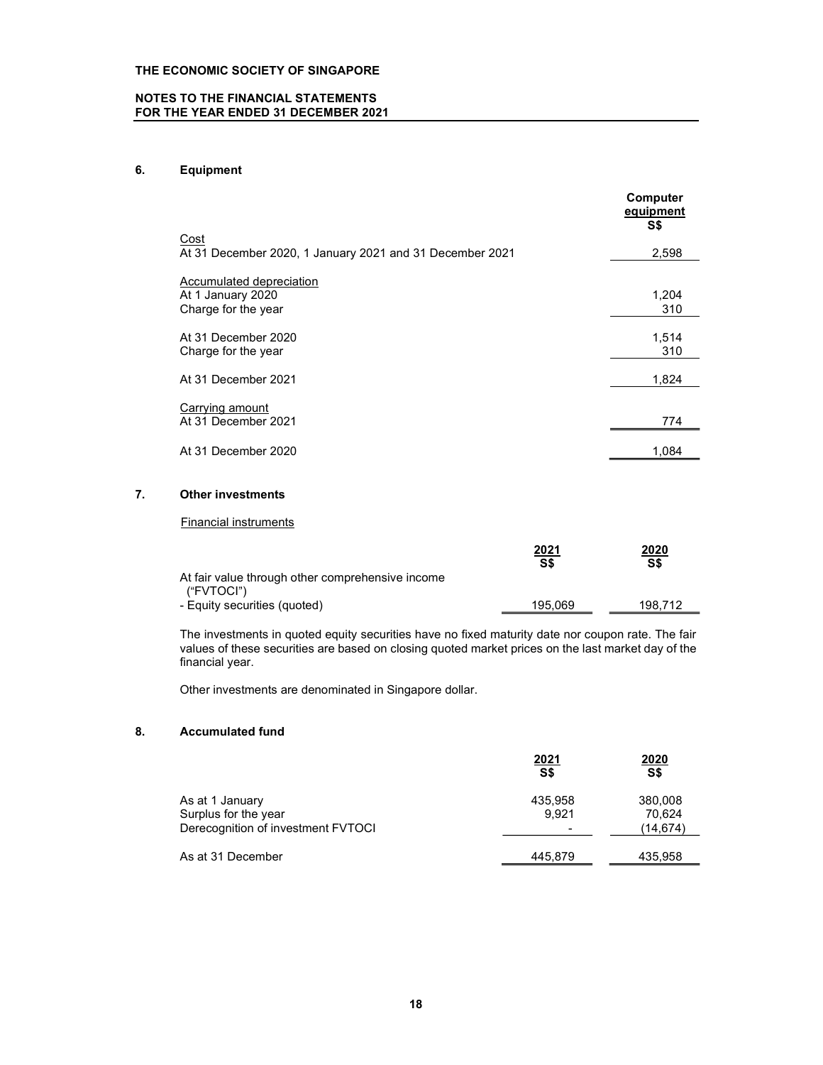**THE ECONOMIC SOCIETY OF SINGAPORE**

**NOTES TO THE FINANCIAL STATEMENTS FOR THE YEAR ENDED 31 DECEMBER 2021**

## 6. Equipment

| | Computer equipment S$ |
|---|---|
| Cost | |
| At 31 December 2020, 1 January 2021 and 31 December 2021 | 2,598 |
| | |
| Accumulated depreciation | |
| At 1 January 2020 | 1,204 |
| Charge for the year | 310 |
| | |
| At 31 December 2020 | 1,514 |
| Charge for the year | 310 |
| | |
| At 31 December 2021 | 1,824 |
| | |
| Carrying amount | |
| At 31 December 2021 | 774 |
| | |
| At 31 December 2020 | 1,084 |

## 7. Other investments

Financial instruments

| | 2021 S$ | 2020 S$ |
|---|---|---|
| At fair value through other comprehensive income ("FVTOCI") | | |
| - Equity securities (quoted) | 195,069 | 198,712 |

The investments in quoted equity securities have no fixed maturity date nor coupon rate. The fair values of these securities are based on closing quoted market prices on the last market day of the financial year.

Other investments are denominated in Singapore dollar.

## 8. Accumulated fund

| | 2021 S$ | 2020 S$ |
|---|---|---|
| As at 1 January | 435,958 | 380,008 |
| Surplus for the year | 9,921 | 70,624 |
| Derecognition of investment FVTOCI | - | (14,674) |
| | | |
| As at 31 December | 445,879 | 435,958 |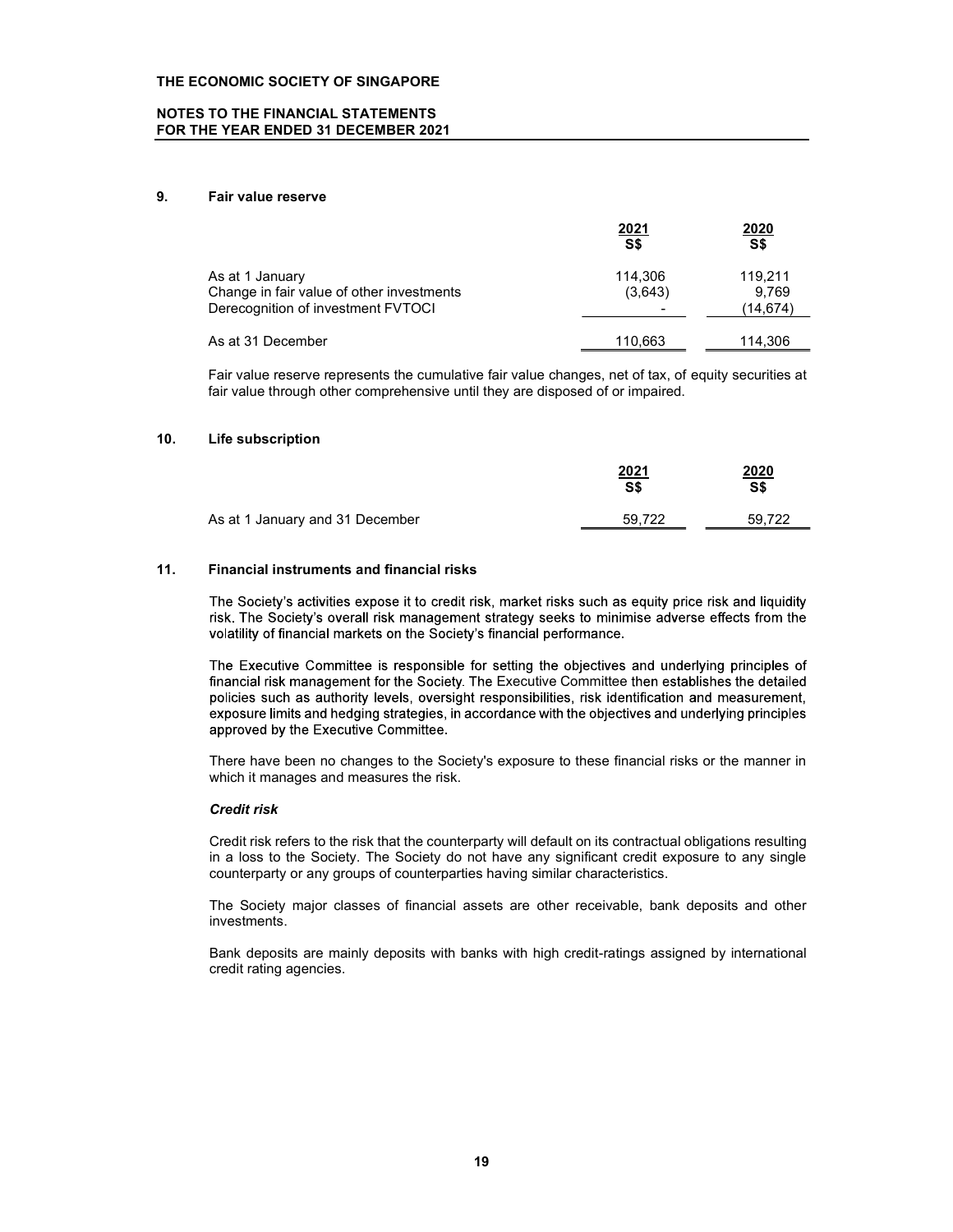## 9. Fair value reserve

| | 2021<br>S$ | 2020<br>S$ |
|---|---|---|
| As at 1 January | 114,306 | 119,211 |
| Change in fair value of other investments | (3,643) | 9,769 |
| Derecognition of investment FVTOCI | - | (14,674) |
| As at 31 December | 110,663 | 114,306 |

Fair value reserve represents the cumulative fair value changes, net of tax, of equity securities at fair value through other comprehensive until they are disposed of or impaired.

## 10. Life subscription

| | 2021<br>S$ | 2020<br>S$ |
|---|---|---|
| As at 1 January and 31 December | 59,722 | 59,722 |

## 11. Financial instruments and financial risks

The Society's activities expose it to credit risk, market risks such as equity price risk and liquidity risk. The Society's overall risk management strategy seeks to minimise adverse effects from the volatility of financial markets on the Society's financial performance.

The Executive Committee is responsible for setting the objectives and underlying principles of financial risk management for the Society. The Executive Committee then establishes the detailed policies such as authority levels, oversight responsibilities, risk identification and measurement, exposure limits and hedging strategies, in accordance with the objectives and underlying principles approved by the Executive Committee.

There have been no changes to the Society's exposure to these financial risks or the manner in which it manages and measures the risk.

***Credit risk***

Credit risk refers to the risk that the counterparty will default on its contractual obligations resulting in a loss to the Society. The Society do not have any significant credit exposure to any single counterparty or any groups of counterparties having similar characteristics.

The Society major classes of financial assets are other receivable, bank deposits and other investments.

Bank deposits are mainly deposits with banks with high credit-ratings assigned by international credit rating agencies.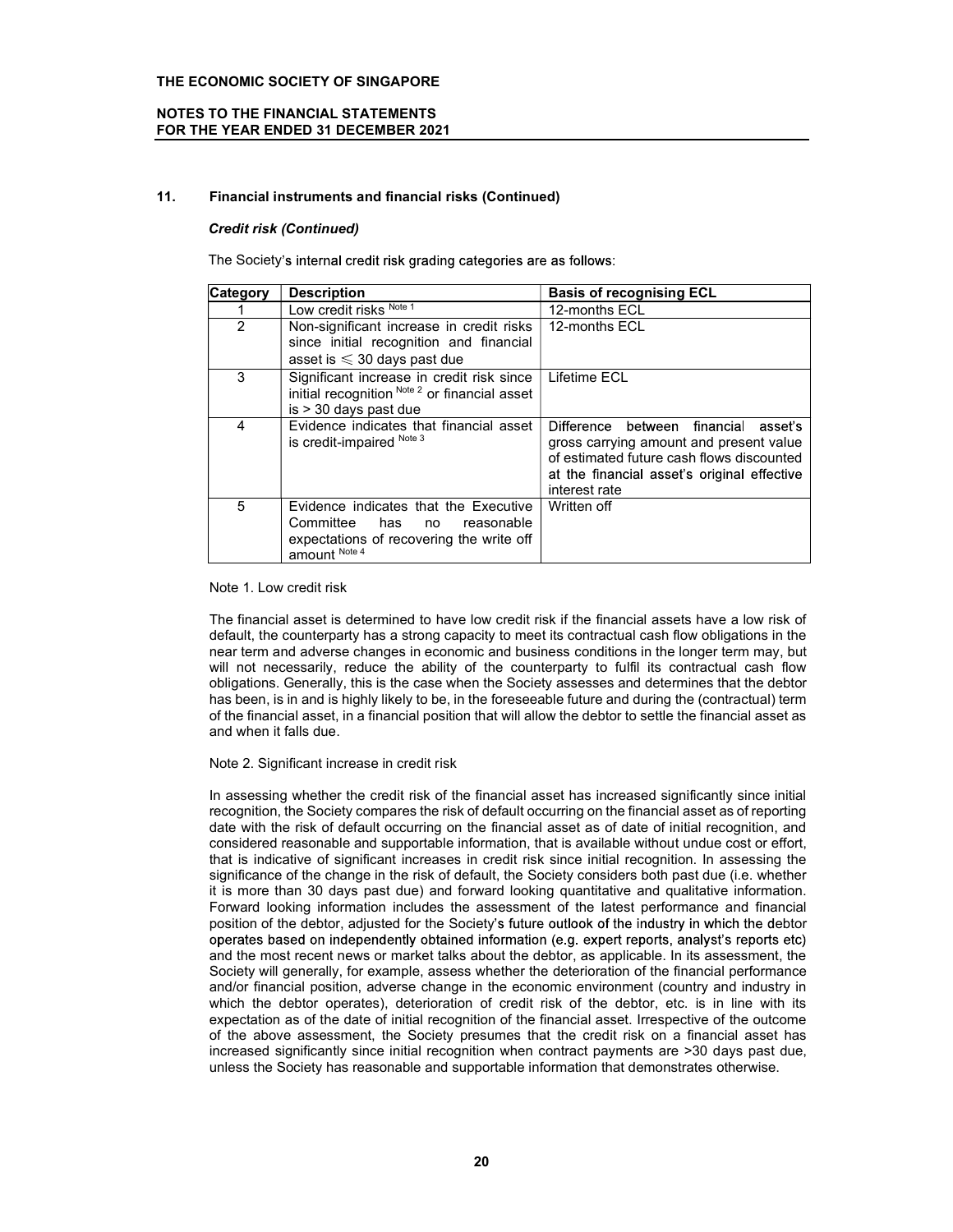## 11. Financial instruments and financial risks (Continued)

### *Credit risk (Continued)*

The Society's internal credit risk grading categories are as follows:

| Category | Description | Basis of recognising ECL |
|---|---|---|
| 1 | Low credit risks Note 1 | 12-months ECL |
| 2 | Non-significant increase in credit risks since initial recognition and financial asset is ≤ 30 days past due | 12-months ECL |
| 3 | Significant increase in credit risk since initial recognition Note 2 or financial asset is > 30 days past due | Lifetime ECL |
| 4 | Evidence indicates that financial asset is credit-impaired Note 3 | Difference between financial asset's gross carrying amount and present value of estimated future cash flows discounted at the financial asset's original effective interest rate |
| 5 | Evidence indicates that the Executive Committee has no reasonable expectations of recovering the write off amount Note 4 | Written off |

Note 1. Low credit risk

The financial asset is determined to have low credit risk if the financial assets have a low risk of default, the counterparty has a strong capacity to meet its contractual cash flow obligations in the near term and adverse changes in economic and business conditions in the longer term may, but will not necessarily, reduce the ability of the counterparty to fulfil its contractual cash flow obligations. Generally, this is the case when the Society assesses and determines that the debtor has been, is in and is highly likely to be, in the foreseeable future and during the (contractual) term of the financial asset, in a financial position that will allow the debtor to settle the financial asset as and when it falls due.

Note 2. Significant increase in credit risk

In assessing whether the credit risk of the financial asset has increased significantly since initial recognition, the Society compares the risk of default occurring on the financial asset as of reporting date with the risk of default occurring on the financial asset as of date of initial recognition, and considered reasonable and supportable information, that is available without undue cost or effort, that is indicative of significant increases in credit risk since initial recognition. In assessing the significance of the change in the risk of default, the Society considers both past due (i.e. whether it is more than 30 days past due) and forward looking quantitative and qualitative information. Forward looking information includes the assessment of the latest performance and financial position of the debtor, adjusted for the Society's future outlook of the industry in which the debtor operates based on independently obtained information (e.g. expert reports, analyst's reports etc) and the most recent news or market talks about the debtor, as applicable. In its assessment, the Society will generally, for example, assess whether the deterioration of the financial performance and/or financial position, adverse change in the economic environment (country and industry in which the debtor operates), deterioration of credit risk of the debtor, etc. is in line with its expectation as of the date of initial recognition of the financial asset. Irrespective of the outcome of the above assessment, the Society presumes that the credit risk on a financial asset has increased significantly since initial recognition when contract payments are >30 days past due, unless the Society has reasonable and supportable information that demonstrates otherwise.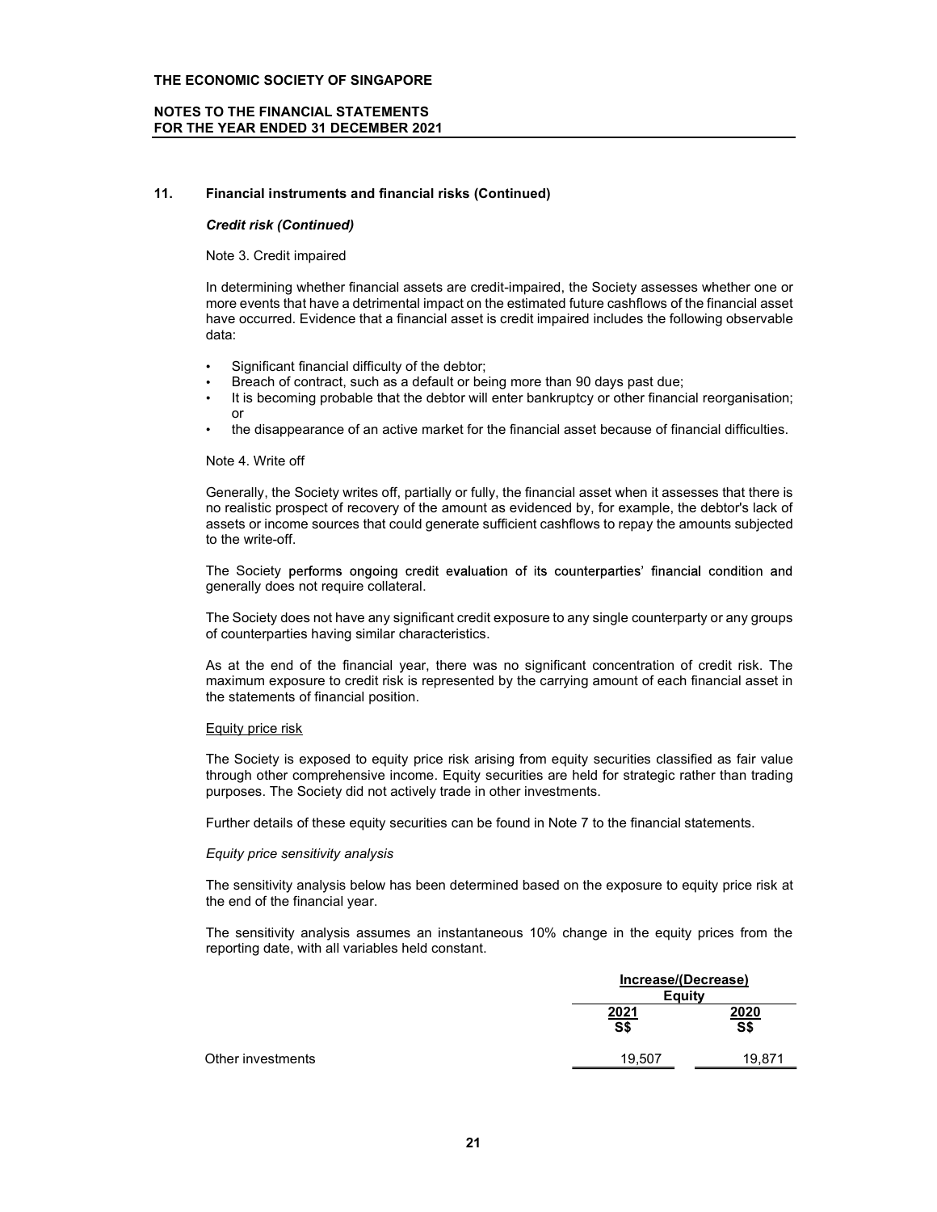## 11. Financial instruments and financial risks (Continued)

### *Credit risk (Continued)*

Note 3. Credit impaired

In determining whether financial assets are credit-impaired, the Society assesses whether one or more events that have a detrimental impact on the estimated future cashflows of the financial asset have occurred. Evidence that a financial asset is credit impaired includes the following observable data:

- Significant financial difficulty of the debtor;
- Breach of contract, such as a default or being more than 90 days past due;
- It is becoming probable that the debtor will enter bankruptcy or other financial reorganisation; or
- the disappearance of an active market for the financial asset because of financial difficulties.

Note 4. Write off

Generally, the Society writes off, partially or fully, the financial asset when it assesses that there is no realistic prospect of recovery of the amount as evidenced by, for example, the debtor's lack of assets or income sources that could generate sufficient cashflows to repay the amounts subjected to the write-off.

The Society performs ongoing credit evaluation of its counterparties' financial condition and generally does not require collateral.

The Society does not have any significant credit exposure to any single counterparty or any groups of counterparties having similar characteristics.

As at the end of the financial year, there was no significant concentration of credit risk. The maximum exposure to credit risk is represented by the carrying amount of each financial asset in the statements of financial position.

<u>Equity price risk</u>

The Society is exposed to equity price risk arising from equity securities classified as fair value through other comprehensive income. Equity securities are held for strategic rather than trading purposes. The Society did not actively trade in other investments.

Further details of these equity securities can be found in Note 7 to the financial statements.

*Equity price sensitivity analysis*

The sensitivity analysis below has been determined based on the exposure to equity price risk at the end of the financial year.

The sensitivity analysis assumes an instantaneous 10% change in the equity prices from the reporting date, with all variables held constant.

| | Increase/(Decrease) Equity | |
|---|---|---|
| | 2021 S$ | 2020 S$ |
| Other investments | 19,507 | 19,871 |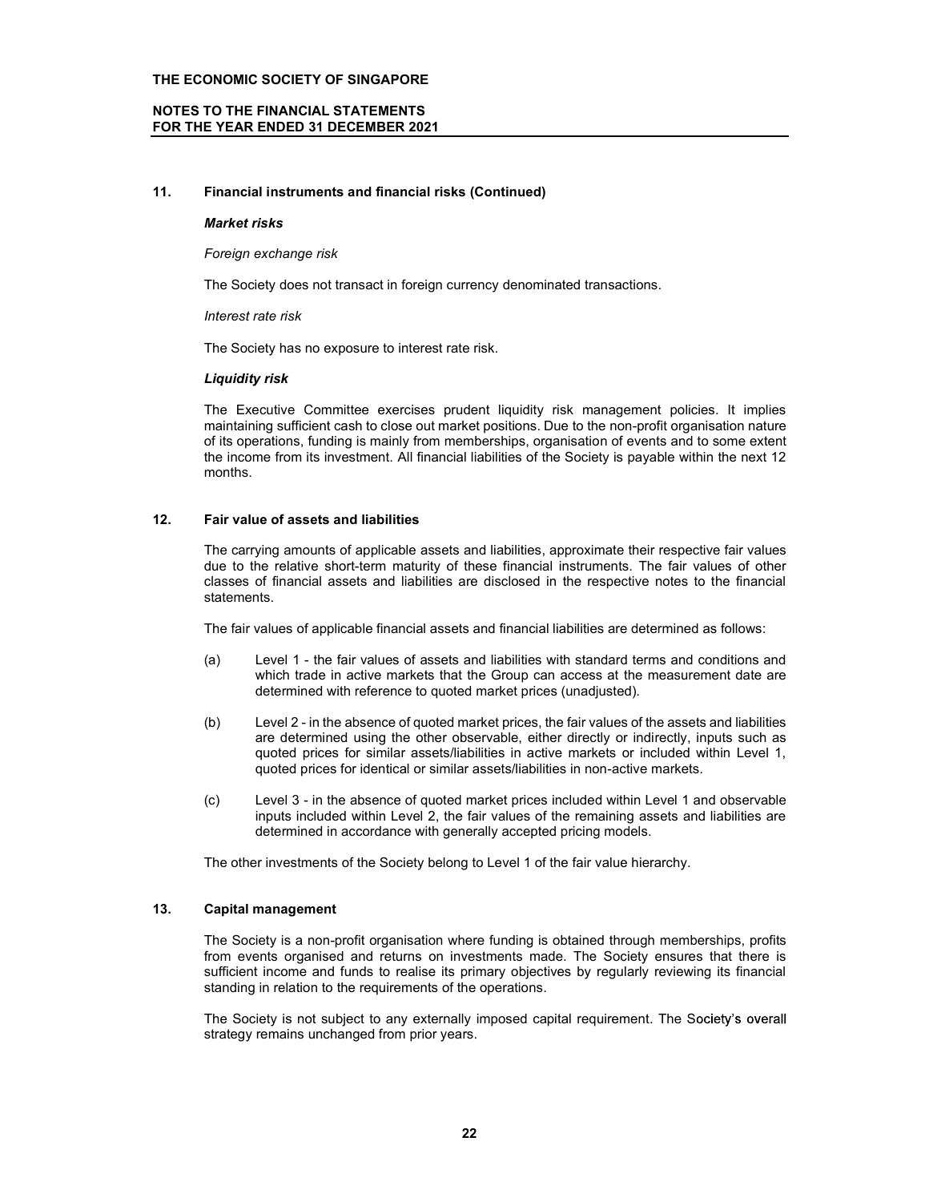## 11. Financial instruments and financial risks (Continued)

***Market risks***

*Foreign exchange risk*

The Society does not transact in foreign currency denominated transactions.

*Interest rate risk*

The Society has no exposure to interest rate risk.

***Liquidity risk***

The Executive Committee exercises prudent liquidity risk management policies. It implies maintaining sufficient cash to close out market positions. Due to the non-profit organisation nature of its operations, funding is mainly from memberships, organisation of events and to some extent the income from its investment. All financial liabilities of the Society is payable within the next 12 months.

## 12. Fair value of assets and liabilities

The carrying amounts of applicable assets and liabilities, approximate their respective fair values due to the relative short-term maturity of these financial instruments. The fair values of other classes of financial assets and liabilities are disclosed in the respective notes to the financial statements.

The fair values of applicable financial assets and financial liabilities are determined as follows:

(a) Level 1 - the fair values of assets and liabilities with standard terms and conditions and which trade in active markets that the Group can access at the measurement date are determined with reference to quoted market prices (unadjusted).

(b) Level 2 - in the absence of quoted market prices, the fair values of the assets and liabilities are determined using the other observable, either directly or indirectly, inputs such as quoted prices for similar assets/liabilities in active markets or included within Level 1, quoted prices for identical or similar assets/liabilities in non-active markets.

(c) Level 3 - in the absence of quoted market prices included within Level 1 and observable inputs included within Level 2, the fair values of the remaining assets and liabilities are determined in accordance with generally accepted pricing models.

The other investments of the Society belong to Level 1 of the fair value hierarchy.

## 13. Capital management

The Society is a non-profit organisation where funding is obtained through memberships, profits from events organised and returns on investments made. The Society ensures that there is sufficient income and funds to realise its primary objectives by regularly reviewing its financial standing in relation to the requirements of the operations.

The Society is not subject to any externally imposed capital requirement. The Society's overall strategy remains unchanged from prior years.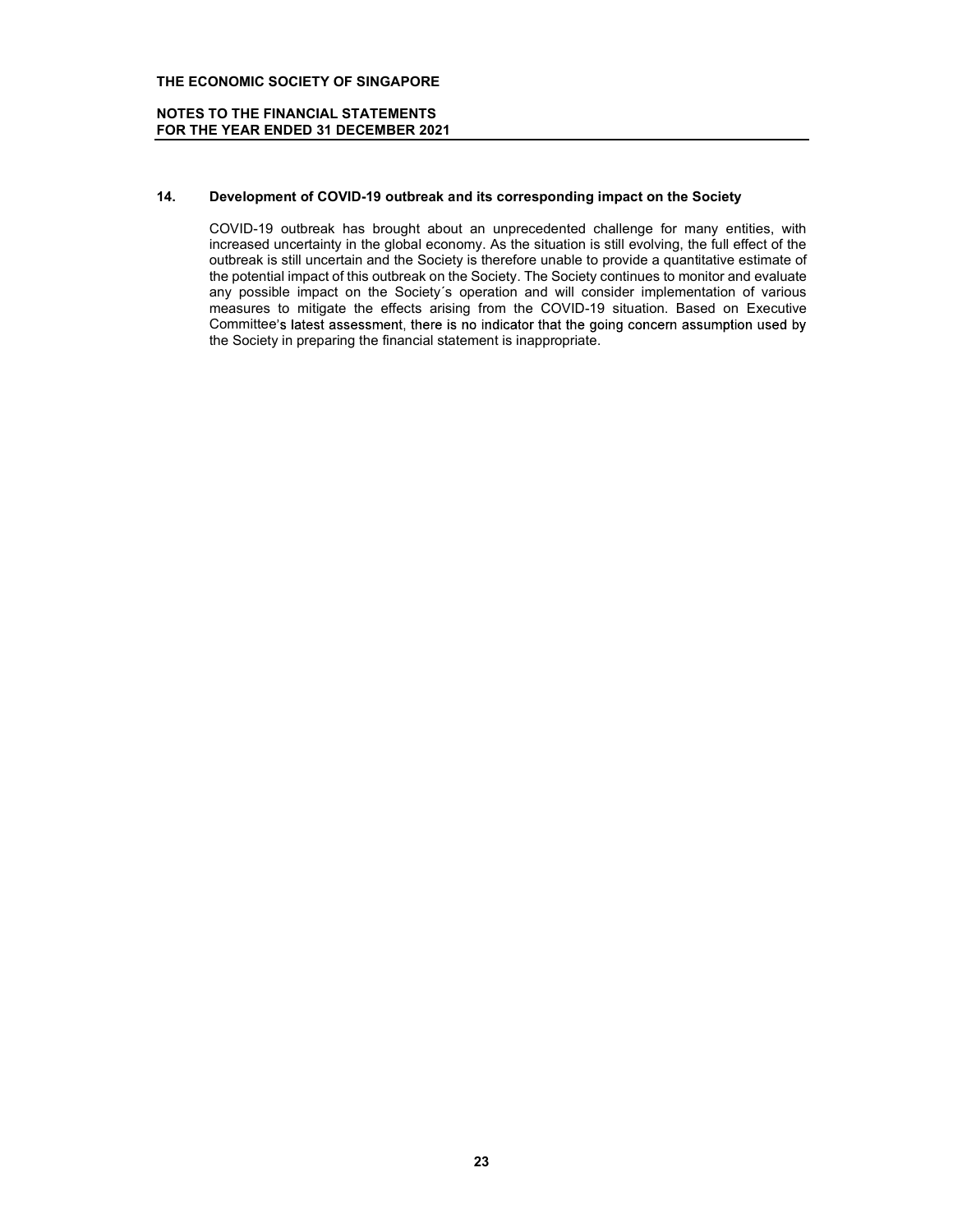## 14. Development of COVID-19 outbreak and its corresponding impact on the Society

COVID-19 outbreak has brought about an unprecedented challenge for many entities, with increased uncertainty in the global economy. As the situation is still evolving, the full effect of the outbreak is still uncertain and the Society is therefore unable to provide a quantitative estimate of the potential impact of this outbreak on the Society. The Society continues to monitor and evaluate any possible impact on the Society´s operation and will consider implementation of various measures to mitigate the effects arising from the COVID-19 situation. Based on Executive Committee's latest assessment, there is no indicator that the going concern assumption used by the Society in preparing the financial statement is inappropriate.